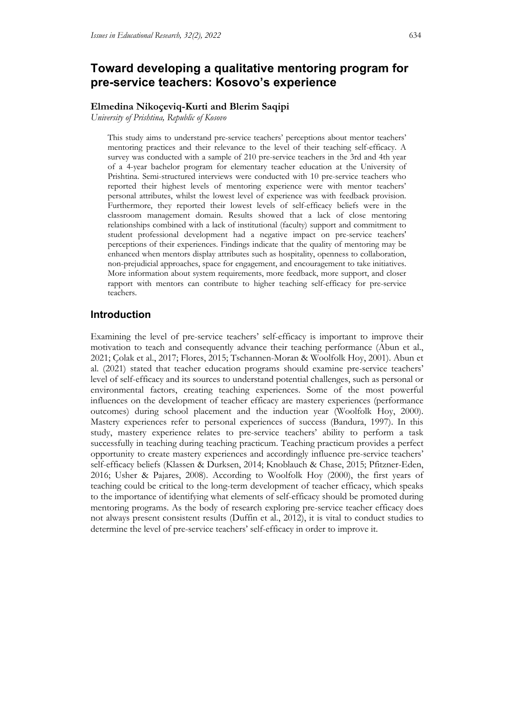# Toward developing a qualitative mentoring program for pre-service teachers: Kosovo's experience

**Elmedina Nikoçeviq-Kurti and Blerim Saqipi**

*University of Prishtina, Republic of Kosovo*

> This study aims to understand pre-service teachers' perceptions about mentor teachers' mentoring practices and their relevance to the level of their teaching self-efficacy. A survey was conducted with a sample of 210 pre-service teachers in the 3rd and 4th year of a 4-year bachelor program for elementary teacher education at the University of Prishtina. Semi-structured interviews were conducted with 10 pre-service teachers who reported their highest levels of mentoring experience were with mentor teachers' personal attributes, whilst the lowest level of experience was with feedback provision. Furthermore, they reported their lowest levels of self-efficacy beliefs were in the classroom management domain. Results showed that a lack of close mentoring relationships combined with a lack of institutional (faculty) support and commitment to student professional development had a negative impact on pre-service teachers' perceptions of their experiences. Findings indicate that the quality of mentoring may be enhanced when mentors display attributes such as hospitality, openness to collaboration, non-prejudicial approaches, space for engagement, and encouragement to take initiatives. More information about system requirements, more feedback, more support, and closer rapport with mentors can contribute to higher teaching self-efficacy for pre-service teachers.

## Introduction

Examining the level of pre-service teachers' self-efficacy is important to improve their motivation to teach and consequently advance their teaching performance (Abun et al., 2021; Çolak et al., 2017; Flores, 2015; Tschannen-Moran & Woolfolk Hoy, 2001). Abun et al. (2021) stated that teacher education programs should examine pre-service teachers' level of self-efficacy and its sources to understand potential challenges, such as personal or environmental factors, creating teaching experiences. Some of the most powerful influences on the development of teacher efficacy are mastery experiences (performance outcomes) during school placement and the induction year (Woolfolk Hoy, 2000). Mastery experiences refer to personal experiences of success (Bandura, 1997). In this study, mastery experience relates to pre-service teachers' ability to perform a task successfully in teaching during teaching practicum. Teaching practicum provides a perfect opportunity to create mastery experiences and accordingly influence pre-service teachers' self-efficacy beliefs (Klassen & Durksen, 2014; Knoblauch & Chase, 2015; Pfitzner-Eden, 2016; Usher & Pajares, 2008). According to Woolfolk Hoy (2000), the first years of teaching could be critical to the long-term development of teacher efficacy, which speaks to the importance of identifying what elements of self-efficacy should be promoted during mentoring programs. As the body of research exploring pre-service teacher efficacy does not always present consistent results (Duffin et al., 2012), it is vital to conduct studies to determine the level of pre-service teachers' self-efficacy in order to improve it.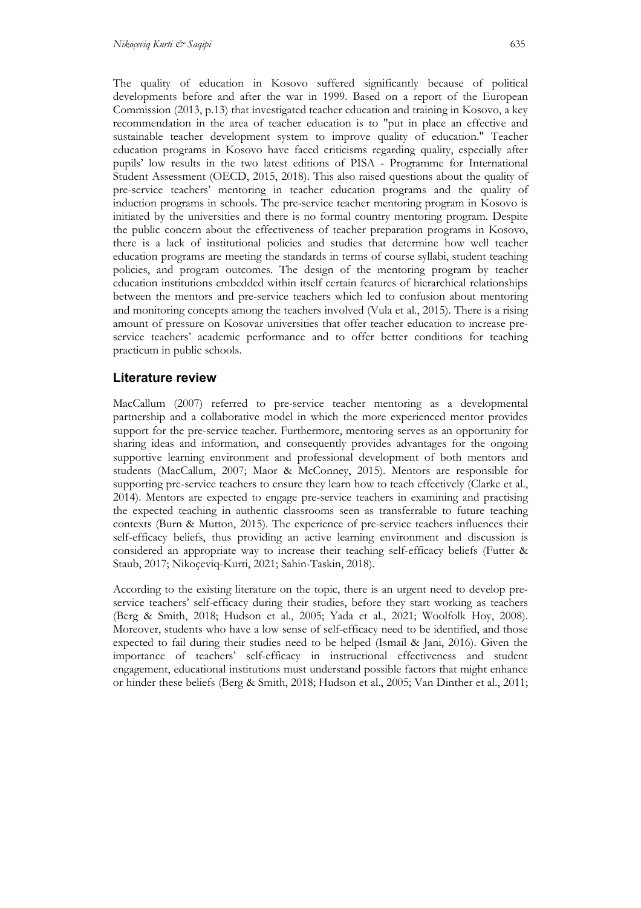The quality of education in Kosovo suffered significantly because of political developments before and after the war in 1999. Based on a report of the European Commission (2013, p.13) that investigated teacher education and training in Kosovo, a key recommendation in the area of teacher education is to "put in place an effective and sustainable teacher development system to improve quality of education." Teacher education programs in Kosovo have faced criticisms regarding quality, especially after pupils' low results in the two latest editions of PISA - Programme for International Student Assessment (OECD, 2015, 2018). This also raised questions about the quality of pre-service teachers' mentoring in teacher education programs and the quality of induction programs in schools. The pre-service teacher mentoring program in Kosovo is initiated by the universities and there is no formal country mentoring program. Despite the public concern about the effectiveness of teacher preparation programs in Kosovo, there is a lack of institutional policies and studies that determine how well teacher education programs are meeting the standards in terms of course syllabi, student teaching policies, and program outcomes. The design of the mentoring program by teacher education institutions embedded within itself certain features of hierarchical relationships between the mentors and pre-service teachers which led to confusion about mentoring and monitoring concepts among the teachers involved (Vula et al., 2015). There is a rising amount of pressure on Kosovar universities that offer teacher education to increase pre-service teachers' academic performance and to offer better conditions for teaching practicum in public schools.

## Literature review

MacCallum (2007) referred to pre-service teacher mentoring as a developmental partnership and a collaborative model in which the more experienced mentor provides support for the pre-service teacher. Furthermore, mentoring serves as an opportunity for sharing ideas and information, and consequently provides advantages for the ongoing supportive learning environment and professional development of both mentors and students (MacCallum, 2007; Maor & McConney, 2015). Mentors are responsible for supporting pre-service teachers to ensure they learn how to teach effectively (Clarke et al., 2014). Mentors are expected to engage pre-service teachers in examining and practising the expected teaching in authentic classrooms seen as transferrable to future teaching contexts (Burn & Mutton, 2015). The experience of pre-service teachers influences their self-efficacy beliefs, thus providing an active learning environment and discussion is considered an appropriate way to increase their teaching self-efficacy beliefs (Futter & Staub, 2017; Nikoçeviq-Kurti, 2021; Sahin-Taskin, 2018).

According to the existing literature on the topic, there is an urgent need to develop pre-service teachers' self-efficacy during their studies, before they start working as teachers (Berg & Smith, 2018; Hudson et al., 2005; Yada et al., 2021; Woolfolk Hoy, 2008). Moreover, students who have a low sense of self-efficacy need to be identified, and those expected to fail during their studies need to be helped (Ismail & Jani, 2016). Given the importance of teachers' self-efficacy in instructional effectiveness and student engagement, educational institutions must understand possible factors that might enhance or hinder these beliefs (Berg & Smith, 2018; Hudson et al., 2005; Van Dinther et al., 2011;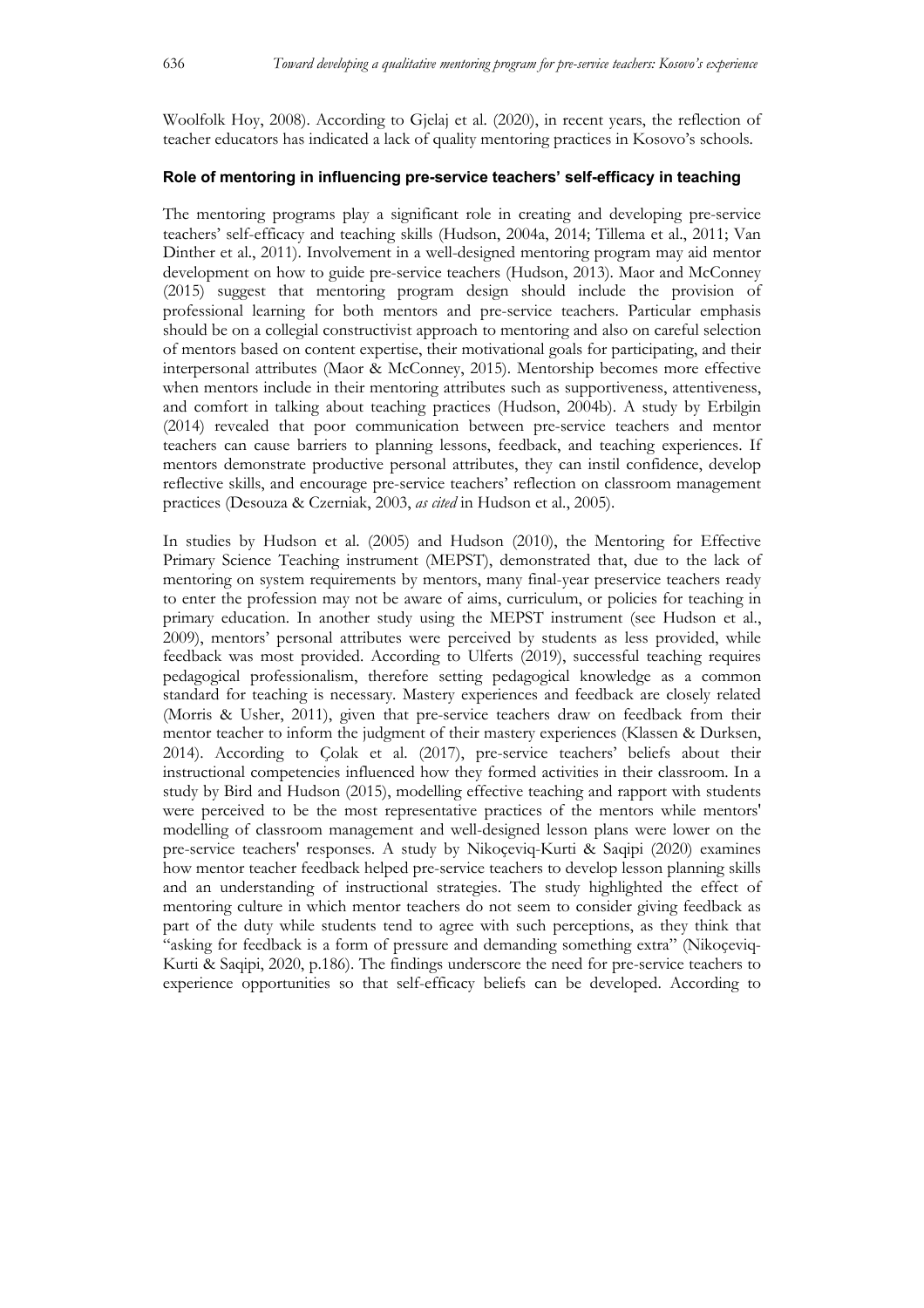Woolfolk Hoy, 2008). According to Gjelaj et al. (2020), in recent years, the reflection of teacher educators has indicated a lack of quality mentoring practices in Kosovo's schools.

### Role of mentoring in influencing pre-service teachers' self-efficacy in teaching

The mentoring programs play a significant role in creating and developing pre-service teachers' self-efficacy and teaching skills (Hudson, 2004a, 2014; Tillema et al., 2011; Van Dinther et al., 2011). Involvement in a well-designed mentoring program may aid mentor development on how to guide pre-service teachers (Hudson, 2013). Maor and McConney (2015) suggest that mentoring program design should include the provision of professional learning for both mentors and pre-service teachers. Particular emphasis should be on a collegial constructivist approach to mentoring and also on careful selection of mentors based on content expertise, their motivational goals for participating, and their interpersonal attributes (Maor & McConney, 2015). Mentorship becomes more effective when mentors include in their mentoring attributes such as supportiveness, attentiveness, and comfort in talking about teaching practices (Hudson, 2004b). A study by Erbilgin (2014) revealed that poor communication between pre-service teachers and mentor teachers can cause barriers to planning lessons, feedback, and teaching experiences. If mentors demonstrate productive personal attributes, they can instil confidence, develop reflective skills, and encourage pre-service teachers' reflection on classroom management practices (Desouza & Czerniak, 2003, *as cited* in Hudson et al., 2005).

In studies by Hudson et al. (2005) and Hudson (2010), the Mentoring for Effective Primary Science Teaching instrument (MEPST), demonstrated that, due to the lack of mentoring on system requirements by mentors, many final-year preservice teachers ready to enter the profession may not be aware of aims, curriculum, or policies for teaching in primary education. In another study using the MEPST instrument (see Hudson et al., 2009), mentors' personal attributes were perceived by students as less provided, while feedback was most provided. According to Ulferts (2019), successful teaching requires pedagogical professionalism, therefore setting pedagogical knowledge as a common standard for teaching is necessary. Mastery experiences and feedback are closely related (Morris & Usher, 2011), given that pre-service teachers draw on feedback from their mentor teacher to inform the judgment of their mastery experiences (Klassen & Durksen, 2014). According to Çolak et al. (2017), pre-service teachers' beliefs about their instructional competencies influenced how they formed activities in their classroom. In a study by Bird and Hudson (2015), modelling effective teaching and rapport with students were perceived to be the most representative practices of the mentors while mentors' modelling of classroom management and well-designed lesson plans were lower on the pre-service teachers' responses. A study by Nikoçeviq-Kurti & Saqipi (2020) examines how mentor teacher feedback helped pre-service teachers to develop lesson planning skills and an understanding of instructional strategies. The study highlighted the effect of mentoring culture in which mentor teachers do not seem to consider giving feedback as part of the duty while students tend to agree with such perceptions, as they think that "asking for feedback is a form of pressure and demanding something extra" (Nikoçeviq-Kurti & Saqipi, 2020, p.186). The findings underscore the need for pre-service teachers to experience opportunities so that self-efficacy beliefs can be developed. According to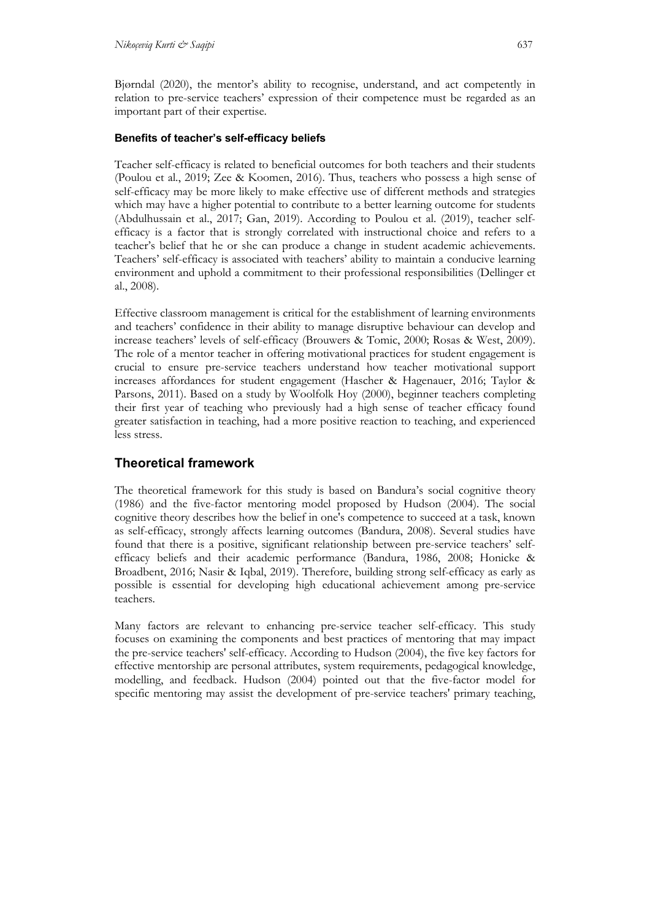Bjørndal (2020), the mentor's ability to recognise, understand, and act competently in relation to pre-service teachers' expression of their competence must be regarded as an important part of their expertise.

### Benefits of teacher's self-efficacy beliefs

Teacher self-efficacy is related to beneficial outcomes for both teachers and their students (Poulou et al., 2019; Zee & Koomen, 2016). Thus, teachers who possess a high sense of self-efficacy may be more likely to make effective use of different methods and strategies which may have a higher potential to contribute to a better learning outcome for students (Abdulhussain et al., 2017; Gan, 2019). According to Poulou et al. (2019), teacher self-efficacy is a factor that is strongly correlated with instructional choice and refers to a teacher's belief that he or she can produce a change in student academic achievements. Teachers' self-efficacy is associated with teachers' ability to maintain a conducive learning environment and uphold a commitment to their professional responsibilities (Dellinger et al., 2008).

Effective classroom management is critical for the establishment of learning environments and teachers' confidence in their ability to manage disruptive behaviour can develop and increase teachers' levels of self-efficacy (Brouwers & Tomic, 2000; Rosas & West, 2009). The role of a mentor teacher in offering motivational practices for student engagement is crucial to ensure pre-service teachers understand how teacher motivational support increases affordances for student engagement (Hascher & Hagenauer, 2016; Taylor & Parsons, 2011). Based on a study by Woolfolk Hoy (2000), beginner teachers completing their first year of teaching who previously had a high sense of teacher efficacy found greater satisfaction in teaching, had a more positive reaction to teaching, and experienced less stress.

## Theoretical framework

The theoretical framework for this study is based on Bandura's social cognitive theory (1986) and the five-factor mentoring model proposed by Hudson (2004). The social cognitive theory describes how the belief in one's competence to succeed at a task, known as self-efficacy, strongly affects learning outcomes (Bandura, 2008). Several studies have found that there is a positive, significant relationship between pre-service teachers' self-efficacy beliefs and their academic performance (Bandura, 1986, 2008; Honicke & Broadbent, 2016; Nasir & Iqbal, 2019). Therefore, building strong self-efficacy as early as possible is essential for developing high educational achievement among pre-service teachers.

Many factors are relevant to enhancing pre-service teacher self-efficacy. This study focuses on examining the components and best practices of mentoring that may impact the pre-service teachers' self-efficacy. According to Hudson (2004), the five key factors for effective mentorship are personal attributes, system requirements, pedagogical knowledge, modelling, and feedback. Hudson (2004) pointed out that the five-factor model for specific mentoring may assist the development of pre-service teachers' primary teaching,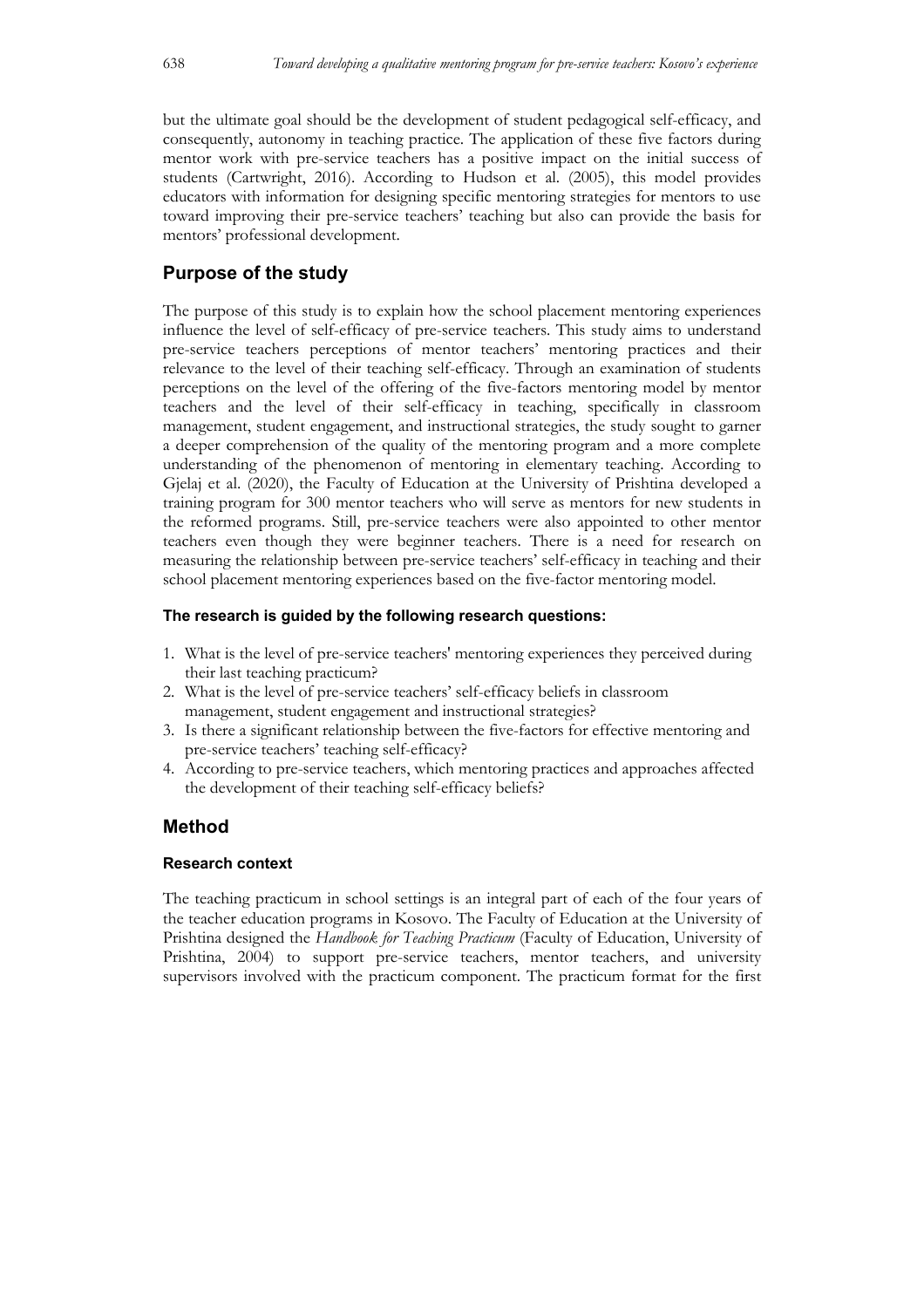but the ultimate goal should be the development of student pedagogical self-efficacy, and consequently, autonomy in teaching practice. The application of these five factors during mentor work with pre-service teachers has a positive impact on the initial success of students (Cartwright, 2016). According to Hudson et al. (2005), this model provides educators with information for designing specific mentoring strategies for mentors to use toward improving their pre-service teachers' teaching but also can provide the basis for mentors' professional development.

## Purpose of the study

The purpose of this study is to explain how the school placement mentoring experiences influence the level of self-efficacy of pre-service teachers. This study aims to understand pre-service teachers perceptions of mentor teachers' mentoring practices and their relevance to the level of their teaching self-efficacy. Through an examination of students perceptions on the level of the offering of the five-factors mentoring model by mentor teachers and the level of their self-efficacy in teaching, specifically in classroom management, student engagement, and instructional strategies, the study sought to garner a deeper comprehension of the quality of the mentoring program and a more complete understanding of the phenomenon of mentoring in elementary teaching. According to Gjelaj et al. (2020), the Faculty of Education at the University of Prishtina developed a training program for 300 mentor teachers who will serve as mentors for new students in the reformed programs. Still, pre-service teachers were also appointed to other mentor teachers even though they were beginner teachers. There is a need for research on measuring the relationship between pre-service teachers' self-efficacy in teaching and their school placement mentoring experiences based on the five-factor mentoring model.

#### The research is guided by the following research questions:

1. What is the level of pre-service teachers' mentoring experiences they perceived during their last teaching practicum?
2. What is the level of pre-service teachers' self-efficacy beliefs in classroom management, student engagement and instructional strategies?
3. Is there a significant relationship between the five-factors for effective mentoring and pre-service teachers' teaching self-efficacy?
4. According to pre-service teachers, which mentoring practices and approaches affected the development of their teaching self-efficacy beliefs?

## Method

### Research context

The teaching practicum in school settings is an integral part of each of the four years of the teacher education programs in Kosovo. The Faculty of Education at the University of Prishtina designed the *Handbook for Teaching Practicum* (Faculty of Education, University of Prishtina, 2004) to support pre-service teachers, mentor teachers, and university supervisors involved with the practicum component. The practicum format for the first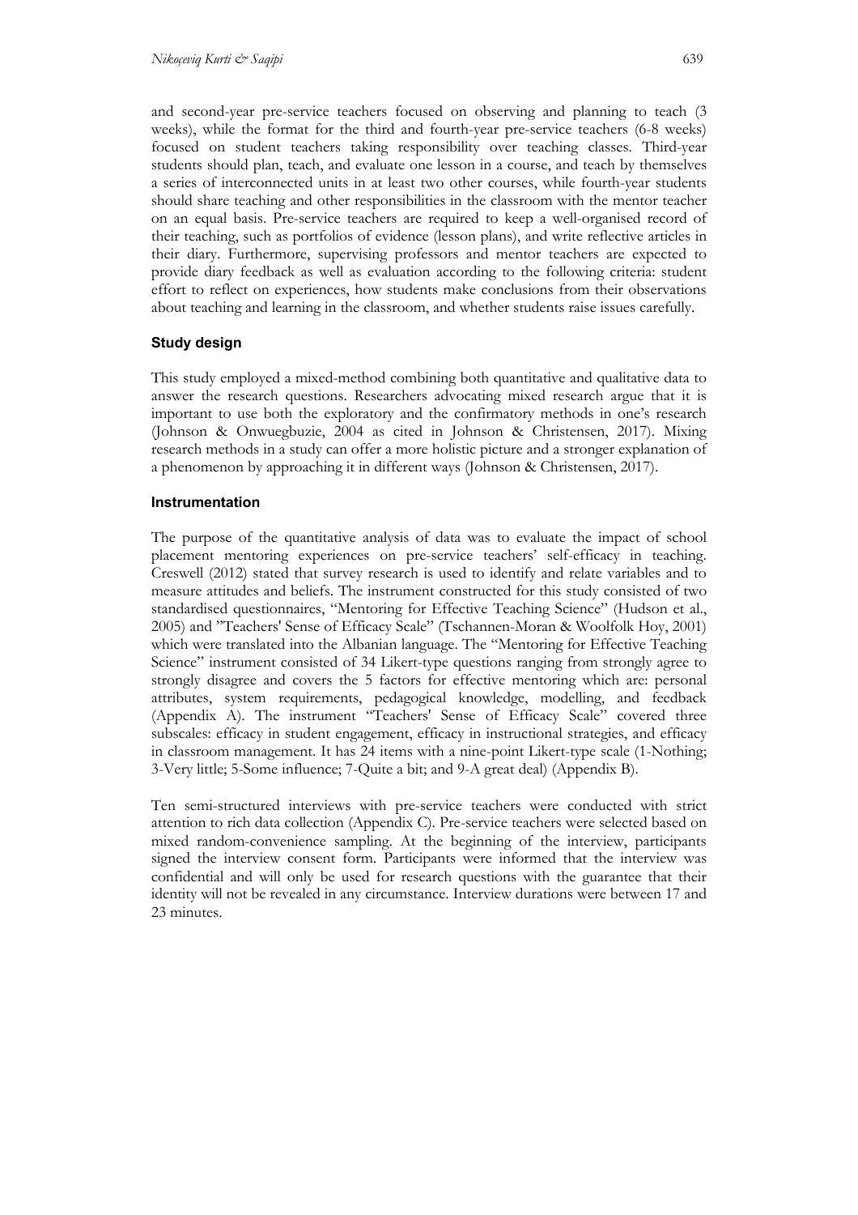and second-year pre-service teachers focused on observing and planning to teach (3 weeks), while the format for the third and fourth-year pre-service teachers (6-8 weeks) focused on student teachers taking responsibility over teaching classes. Third-year students should plan, teach, and evaluate one lesson in a course, and teach by themselves a series of interconnected units in at least two other courses, while fourth-year students should share teaching and other responsibilities in the classroom with the mentor teacher on an equal basis. Pre-service teachers are required to keep a well-organised record of their teaching, such as portfolios of evidence (lesson plans), and write reflective articles in their diary. Furthermore, supervising professors and mentor teachers are expected to provide diary feedback as well as evaluation according to the following criteria: student effort to reflect on experiences, how students make conclusions from their observations about teaching and learning in the classroom, and whether students raise issues carefully.

### Study design

This study employed a mixed-method combining both quantitative and qualitative data to answer the research questions. Researchers advocating mixed research argue that it is important to use both the exploratory and the confirmatory methods in one's research (Johnson & Onwuegbuzie, 2004 as cited in Johnson & Christensen, 2017). Mixing research methods in a study can offer a more holistic picture and a stronger explanation of a phenomenon by approaching it in different ways (Johnson & Christensen, 2017).

### Instrumentation

The purpose of the quantitative analysis of data was to evaluate the impact of school placement mentoring experiences on pre-service teachers' self-efficacy in teaching. Creswell (2012) stated that survey research is used to identify and relate variables and to measure attitudes and beliefs. The instrument constructed for this study consisted of two standardised questionnaires, "Mentoring for Effective Teaching Science" (Hudson et al., 2005) and "Teachers' Sense of Efficacy Scale" (Tschannen-Moran & Woolfolk Hoy, 2001) which were translated into the Albanian language. The "Mentoring for Effective Teaching Science" instrument consisted of 34 Likert-type questions ranging from strongly agree to strongly disagree and covers the 5 factors for effective mentoring which are: personal attributes, system requirements, pedagogical knowledge, modelling, and feedback (Appendix A). The instrument "Teachers' Sense of Efficacy Scale" covered three subscales: efficacy in student engagement, efficacy in instructional strategies, and efficacy in classroom management. It has 24 items with a nine-point Likert-type scale (1-Nothing; 3-Very little; 5-Some influence; 7-Quite a bit; and 9-A great deal) (Appendix B).

Ten semi-structured interviews with pre-service teachers were conducted with strict attention to rich data collection (Appendix C). Pre-service teachers were selected based on mixed random-convenience sampling. At the beginning of the interview, participants signed the interview consent form. Participants were informed that the interview was confidential and will only be used for research questions with the guarantee that their identity will not be revealed in any circumstance. Interview durations were between 17 and 23 minutes.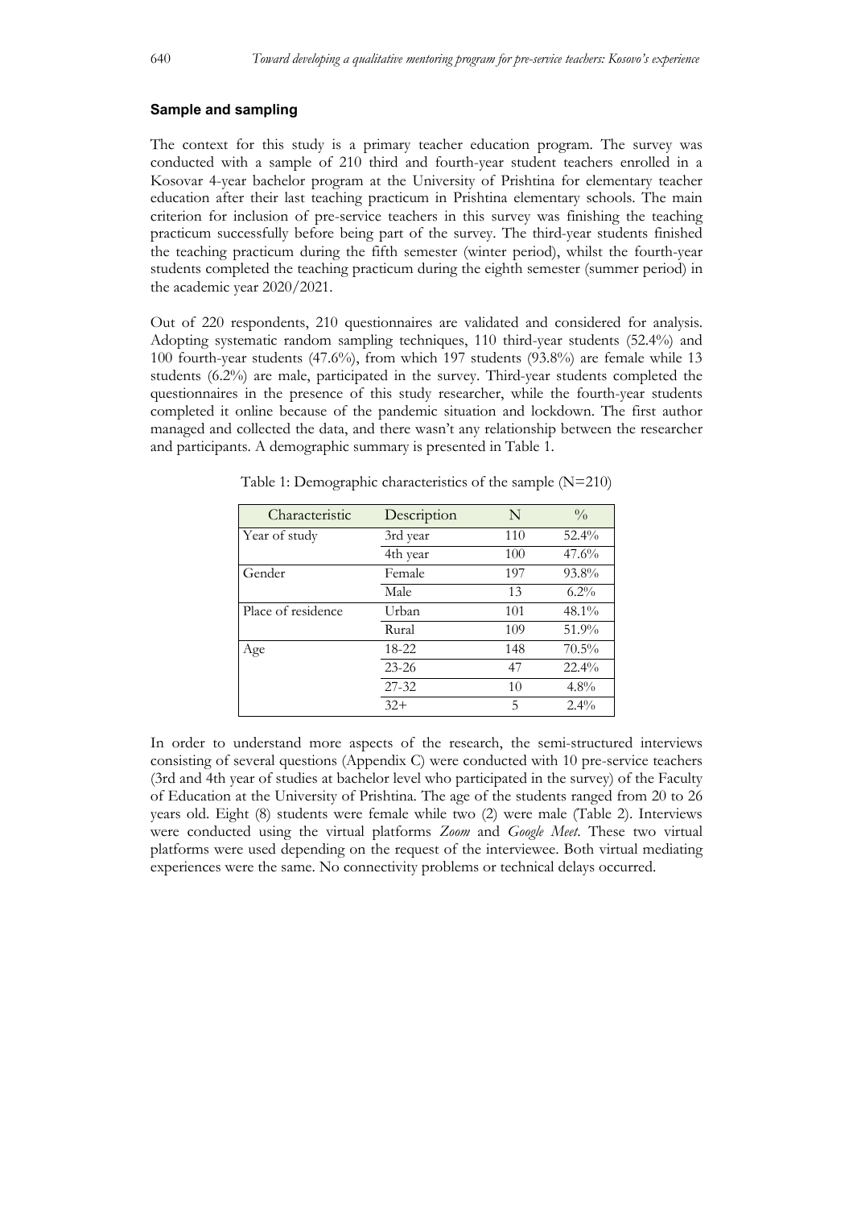### Sample and sampling

The context for this study is a primary teacher education program. The survey was conducted with a sample of 210 third and fourth-year student teachers enrolled in a Kosovar 4-year bachelor program at the University of Prishtina for elementary teacher education after their last teaching practicum in Prishtina elementary schools. The main criterion for inclusion of pre-service teachers in this survey was finishing the teaching practicum successfully before being part of the survey. The third-year students finished the teaching practicum during the fifth semester (winter period), whilst the fourth-year students completed the teaching practicum during the eighth semester (summer period) in the academic year 2020/2021.

Out of 220 respondents, 210 questionnaires are validated and considered for analysis. Adopting systematic random sampling techniques, 110 third-year students (52.4%) and 100 fourth-year students (47.6%), from which 197 students (93.8%) are female while 13 students (6.2%) are male, participated in the survey. Third-year students completed the questionnaires in the presence of this study researcher, while the fourth-year students completed it online because of the pandemic situation and lockdown. The first author managed and collected the data, and there wasn't any relationship between the researcher and participants. A demographic summary is presented in Table 1.

Table 1: Demographic characteristics of the sample (N=210)

| Characteristic | Description | N | % |
|---|---|---|---|
| Year of study | 3rd year | 110 | 52.4% |
| | 4th year | 100 | 47.6% |
| Gender | Female | 197 | 93.8% |
| | Male | 13 | 6.2% |
| Place of residence | Urban | 101 | 48.1% |
| | Rural | 109 | 51.9% |
| Age | 18-22 | 148 | 70.5% |
| | 23-26 | 47 | 22.4% |
| | 27-32 | 10 | 4.8% |
| | 32+ | 5 | 2.4% |

In order to understand more aspects of the research, the semi-structured interviews consisting of several questions (Appendix C) were conducted with 10 pre-service teachers (3rd and 4th year of studies at bachelor level who participated in the survey) of the Faculty of Education at the University of Prishtina. The age of the students ranged from 20 to 26 years old. Eight (8) students were female while two (2) were male (Table 2). Interviews were conducted using the virtual platforms *Zoom* and *Google Meet*. These two virtual platforms were used depending on the request of the interviewee. Both virtual mediating experiences were the same. No connectivity problems or technical delays occurred.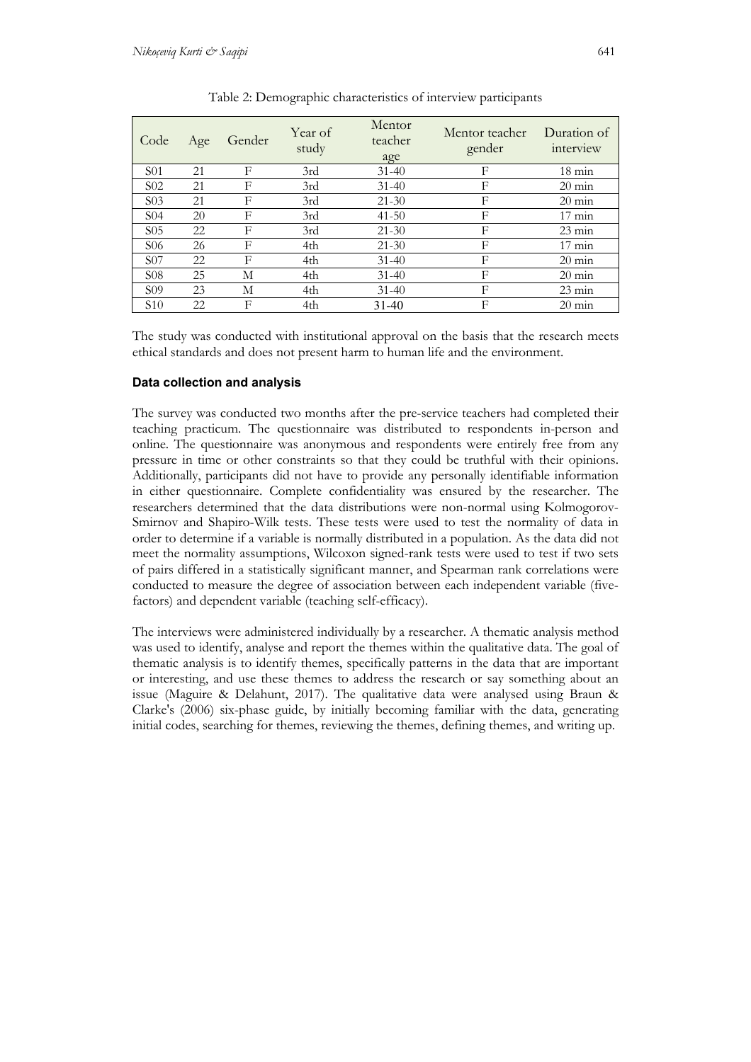Table 2: Demographic characteristics of interview participants

| Code | Age | Gender | Year of study | Mentor teacher age | Mentor teacher gender | Duration of interview |
|---|---|---|---|---|---|---|
| S01 | 21 | F | 3rd | 31-40 | F | 18 min |
| S02 | 21 | F | 3rd | 31-40 | F | 20 min |
| S03 | 21 | F | 3rd | 21-30 | F | 20 min |
| S04 | 20 | F | 3rd | 41-50 | F | 17 min |
| S05 | 22 | F | 3rd | 21-30 | F | 23 min |
| S06 | 26 | F | 4th | 21-30 | F | 17 min |
| S07 | 22 | F | 4th | 31-40 | F | 20 min |
| S08 | 25 | M | 4th | 31-40 | F | 20 min |
| S09 | 23 | M | 4th | 31-40 | F | 23 min |
| S10 | 22 | F | 4th | 31-40 | F | 20 min |

The study was conducted with institutional approval on the basis that the research meets ethical standards and does not present harm to human life and the environment.

### Data collection and analysis

The survey was conducted two months after the pre-service teachers had completed their teaching practicum. The questionnaire was distributed to respondents in-person and online. The questionnaire was anonymous and respondents were entirely free from any pressure in time or other constraints so that they could be truthful with their opinions. Additionally, participants did not have to provide any personally identifiable information in either questionnaire. Complete confidentiality was ensured by the researcher. The researchers determined that the data distributions were non-normal using Kolmogorov-Smirnov and Shapiro-Wilk tests. These tests were used to test the normality of data in order to determine if a variable is normally distributed in a population. As the data did not meet the normality assumptions, Wilcoxon signed-rank tests were used to test if two sets of pairs differed in a statistically significant manner, and Spearman rank correlations were conducted to measure the degree of association between each independent variable (five-factors) and dependent variable (teaching self-efficacy).

The interviews were administered individually by a researcher. A thematic analysis method was used to identify, analyse and report the themes within the qualitative data. The goal of thematic analysis is to identify themes, specifically patterns in the data that are important or interesting, and use these themes to address the research or say something about an issue (Maguire & Delahunt, 2017). The qualitative data were analysed using Braun & Clarke's (2006) six-phase guide, by initially becoming familiar with the data, generating initial codes, searching for themes, reviewing the themes, defining themes, and writing up.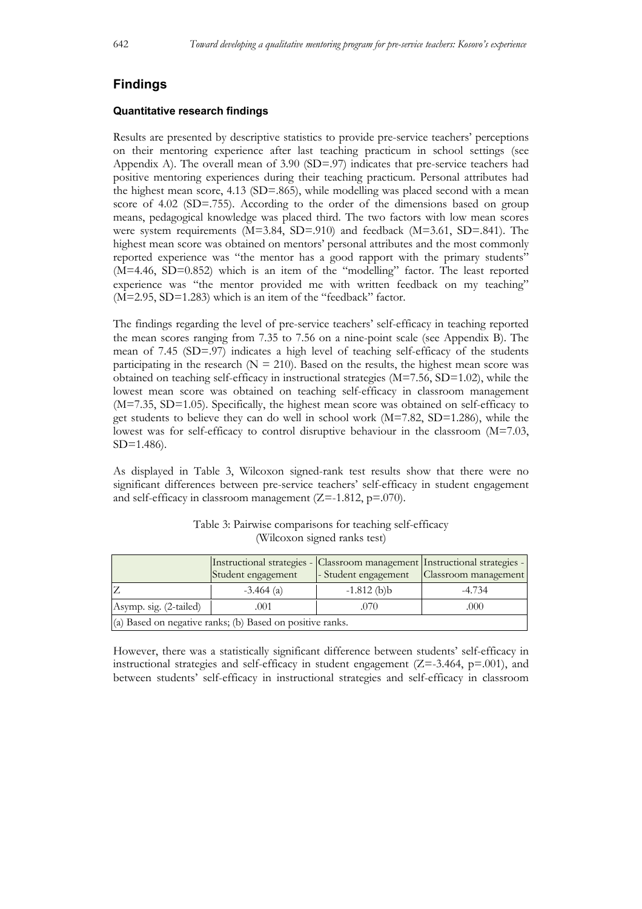## Findings

### Quantitative research findings

Results are presented by descriptive statistics to provide pre-service teachers' perceptions on their mentoring experience after last teaching practicum in school settings (see Appendix A). The overall mean of 3.90 (SD=.97) indicates that pre-service teachers had positive mentoring experiences during their teaching practicum. Personal attributes had the highest mean score, 4.13 (SD=.865), while modelling was placed second with a mean score of 4.02 (SD=.755). According to the order of the dimensions based on group means, pedagogical knowledge was placed third. The two factors with low mean scores were system requirements (M=3.84, SD=.910) and feedback (M=3.61, SD=.841). The highest mean score was obtained on mentors' personal attributes and the most commonly reported experience was "the mentor has a good rapport with the primary students" (M=4.46, SD=0.852) which is an item of the "modelling" factor. The least reported experience was "the mentor provided me with written feedback on my teaching" (M=2.95, SD=1.283) which is an item of the "feedback" factor.

The findings regarding the level of pre-service teachers' self-efficacy in teaching reported the mean scores ranging from 7.35 to 7.56 on a nine-point scale (see Appendix B). The mean of 7.45 (SD=.97) indicates a high level of teaching self-efficacy of the students participating in the research (N = 210). Based on the results, the highest mean score was obtained on teaching self-efficacy in instructional strategies (M=7.56, SD=1.02), while the lowest mean score was obtained on teaching self-efficacy in classroom management (M=7.35, SD=1.05). Specifically, the highest mean score was obtained on self-efficacy to get students to believe they can do well in school work (M=7.82, SD=1.286), while the lowest was for self-efficacy to control disruptive behaviour in the classroom (M=7.03, SD=1.486).

As displayed in Table 3, Wilcoxon signed-rank test results show that there were no significant differences between pre-service teachers' self-efficacy in student engagement and self-efficacy in classroom management (Z=-1.812, p=.070).

Table 3: Pairwise comparisons for teaching self-efficacy (Wilcoxon signed ranks test)

| | Instructional strategies - Student engagement | Classroom management - Student engagement | Instructional strategies - Classroom management |
|---|---|---|---|
| Z | -3.464 (a) | -1.812 (b)b | -4.734 |
| Asymp. sig. (2-tailed) | .001 | .070 | .000 |
| (a) Based on negative ranks; (b) Based on positive ranks. | | | |

However, there was a statistically significant difference between students' self-efficacy in instructional strategies and self-efficacy in student engagement (Z=-3.464, p=.001), and between students' self-efficacy in instructional strategies and self-efficacy in classroom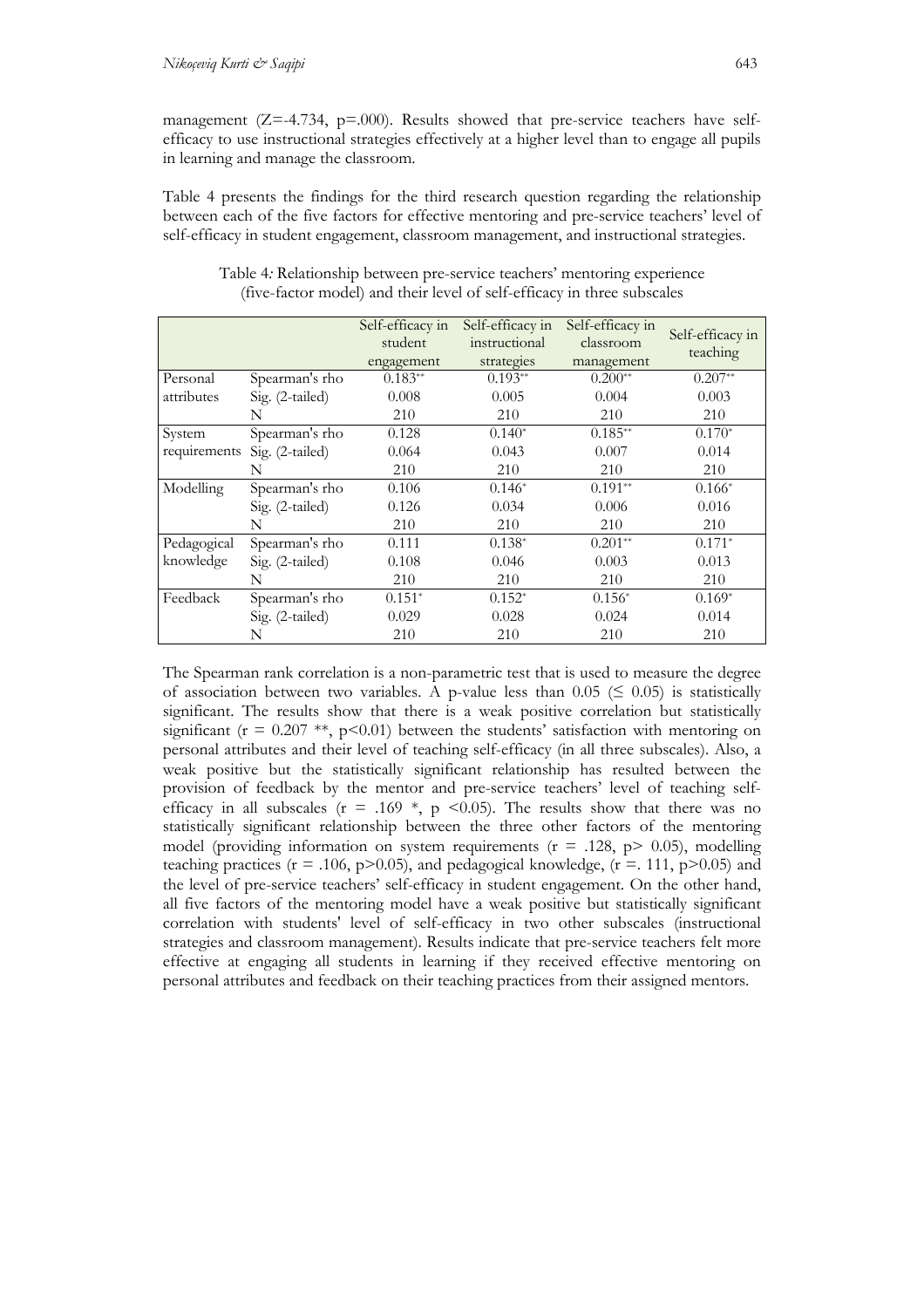management ($Z=-4.734$, $p=.000$). Results showed that pre-service teachers have self-efficacy to use instructional strategies effectively at a higher level than to engage all pupils in learning and manage the classroom.

Table 4 presents the findings for the third research question regarding the relationship between each of the five factors for effective mentoring and pre-service teachers' level of self-efficacy in student engagement, classroom management, and instructional strategies.

Table 4*:* Relationship between pre-service teachers' mentoring experience (five-factor model) and their level of self-efficacy in three subscales

| | | Self-efficacy in student engagement | Self-efficacy in instructional strategies | Self-efficacy in classroom management | Self-efficacy in teaching |
|---|---|---|---|---|---|
| Personal attributes | Spearman's rho | 0.183** | 0.193** | 0.200** | 0.207** |
| | Sig. (2-tailed) | 0.008 | 0.005 | 0.004 | 0.003 |
| | N | 210 | 210 | 210 | 210 |
| System requirements | Spearman's rho | 0.128 | 0.140* | 0.185** | 0.170* |
| | Sig. (2-tailed) | 0.064 | 0.043 | 0.007 | 0.014 |
| | N | 210 | 210 | 210 | 210 |
| Modelling | Spearman's rho | 0.106 | 0.146* | 0.191** | 0.166* |
| | Sig. (2-tailed) | 0.126 | 0.034 | 0.006 | 0.016 |
| | N | 210 | 210 | 210 | 210 |
| Pedagogical knowledge | Spearman's rho | 0.111 | 0.138* | 0.201** | 0.171* |
| | Sig. (2-tailed) | 0.108 | 0.046 | 0.003 | 0.013 |
| | N | 210 | 210 | 210 | 210 |
| Feedback | Spearman's rho | 0.151* | 0.152* | 0.156* | 0.169* |
| | Sig. (2-tailed) | 0.029 | 0.028 | 0.024 | 0.014 |
| | N | 210 | 210 | 210 | 210 |

The Spearman rank correlation is a non-parametric test that is used to measure the degree of association between two variables. A p-value less than 0.05 ($\leq 0.05$) is statistically significant. The results show that there is a weak positive correlation but statistically significant ($r = 0.207$ **, $p<0.01$) between the students' satisfaction with mentoring on personal attributes and their level of teaching self-efficacy (in all three subscales). Also, a weak positive but the statistically significant relationship has resulted between the provision of feedback by the mentor and pre-service teachers' level of teaching self-efficacy in all subscales ($r = .169$ *, $p < 0.05$). The results show that there was no statistically significant relationship between the three other factors of the mentoring model (providing information on system requirements ($r = .128$, $p > 0.05$), modelling teaching practices ($r = .106$, $p>0.05$), and pedagogical knowledge, ($r =. 111$, $p>0.05$) and the level of pre-service teachers' self-efficacy in student engagement. On the other hand, all five factors of the mentoring model have a weak positive but statistically significant correlation with students' level of self-efficacy in two other subscales (instructional strategies and classroom management). Results indicate that pre-service teachers felt more effective at engaging all students in learning if they received effective mentoring on personal attributes and feedback on their teaching practices from their assigned mentors.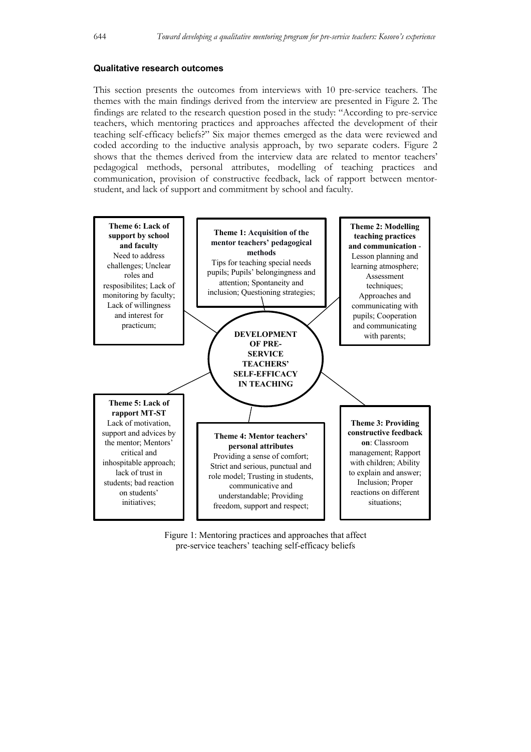### Qualitative research outcomes

This section presents the outcomes from interviews with 10 pre-service teachers. The themes with the main findings derived from the interview are presented in Figure 2. The findings are related to the research question posed in the study: "According to pre-service teachers, which mentoring practices and approaches affected the development of their teaching self-efficacy beliefs?" Six major themes emerged as the data were reviewed and coded according to the inductive analysis approach, by two separate coders. Figure 2 shows that the themes derived from the interview data are related to mentor teachers' pedagogical methods, personal attributes, modelling of teaching practices and communication, provision of constructive feedback, lack of rapport between mentor-student, and lack of support and commitment by school and faculty.

**DEVELOPMENT OF PRE-SERVICE TEACHERS' SELF-EFFICACY IN TEACHING**

**Theme 1: Acquisition of the mentor teachers' pedagogical methods**
Tips for teaching special needs pupils; Pupils' belongingness and attention; Spontaneity and inclusion; Questioning strategies;

**Theme 2: Modelling teaching practices and communication** - Lesson planning and learning atmosphere; Assessment techniques; Approaches and communicating with pupils; Cooperation and communicating with parents;

**Theme 3: Providing constructive feedback on**: Classroom management; Rapport with children; Ability to explain and answer; Inclusion; Proper reactions on different situations;

**Theme 4: Mentor teachers' personal attributes**
Providing a sense of comfort; Strict and serious, punctual and role model; Trusting in students, communicative and understandable; Providing freedom, support and respect;

**Theme 5: Lack of rapport MT-ST**
Lack of motivation, support and advices by the mentor; Mentors' critical and inhospitable approach; lack of trust in students; bad reaction on students' initiatives;

**Theme 6: Lack of support by school and faculty**
Need to address challenges; Unclear roles and resposibilites; Lack of monitoring by faculty; Lack of willingness and interest for practicum;

Figure 1: Mentoring practices and approaches that affect pre-service teachers' teaching self-efficacy beliefs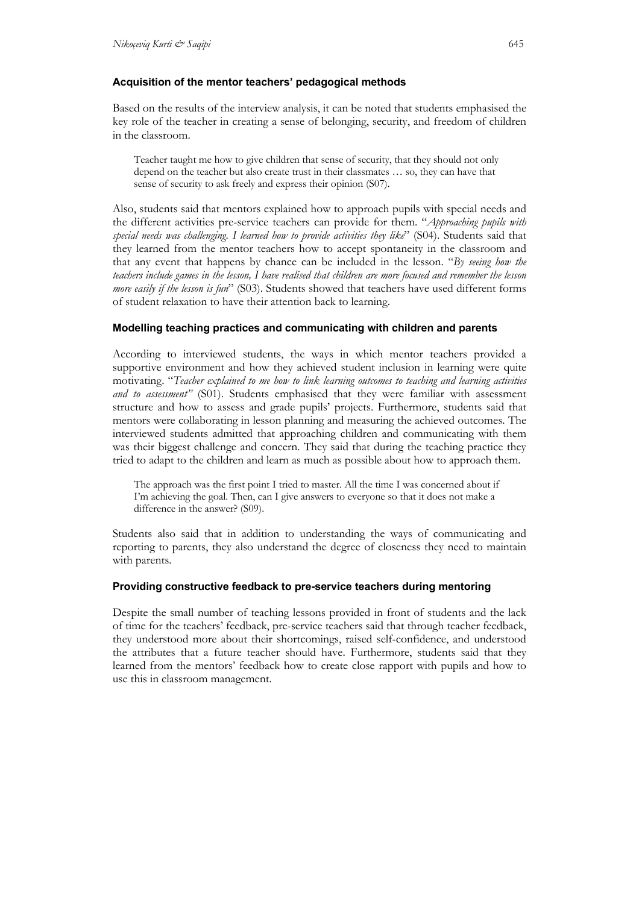### Acquisition of the mentor teachers' pedagogical methods

Based on the results of the interview analysis, it can be noted that students emphasised the key role of the teacher in creating a sense of belonging, security, and freedom of children in the classroom.

> Teacher taught me how to give children that sense of security, that they should not only depend on the teacher but also create trust in their classmates … so, they can have that sense of security to ask freely and express their opinion (S07).

Also, students said that mentors explained how to approach pupils with special needs and the different activities pre-service teachers can provide for them. "*Approaching pupils with special needs was challenging. I learned how to provide activities they like*" (S04). Students said that they learned from the mentor teachers how to accept spontaneity in the classroom and that any event that happens by chance can be included in the lesson. "*By seeing how the teachers include games in the lesson, I have realised that children are more focused and remember the lesson more easily if the lesson is fun*" (S03). Students showed that teachers have used different forms of student relaxation to have their attention back to learning.

### Modelling teaching practices and communicating with children and parents

According to interviewed students, the ways in which mentor teachers provided a supportive environment and how they achieved student inclusion in learning were quite motivating. "*Teacher explained to me how to link learning outcomes to teaching and learning activities and to assessment"* (S01). Students emphasised that they were familiar with assessment structure and how to assess and grade pupils' projects. Furthermore, students said that mentors were collaborating in lesson planning and measuring the achieved outcomes. The interviewed students admitted that approaching children and communicating with them was their biggest challenge and concern. They said that during the teaching practice they tried to adapt to the children and learn as much as possible about how to approach them.

> The approach was the first point I tried to master. All the time I was concerned about if I'm achieving the goal. Then, can I give answers to everyone so that it does not make a difference in the answer? (S09).

Students also said that in addition to understanding the ways of communicating and reporting to parents, they also understand the degree of closeness they need to maintain with parents.

### Providing constructive feedback to pre-service teachers during mentoring

Despite the small number of teaching lessons provided in front of students and the lack of time for the teachers' feedback, pre-service teachers said that through teacher feedback, they understood more about their shortcomings, raised self-confidence, and understood the attributes that a future teacher should have. Furthermore, students said that they learned from the mentors' feedback how to create close rapport with pupils and how to use this in classroom management.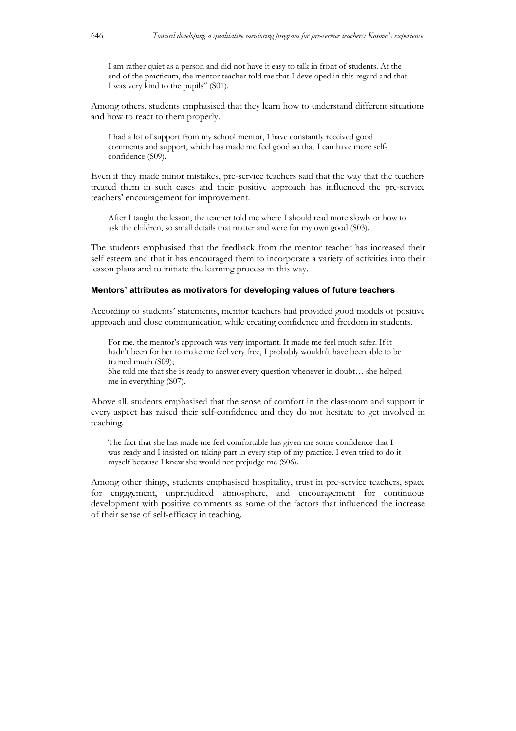> I am rather quiet as a person and did not have it easy to talk in front of students. At the end of the practicum, the mentor teacher told me that I developed in this regard and that I was very kind to the pupils" (S01).

Among others, students emphasised that they learn how to understand different situations and how to react to them properly.

> I had a lot of support from my school mentor, I have constantly received good comments and support, which has made me feel good so that I can have more self-confidence (S09).

Even if they made minor mistakes, pre-service teachers said that the way that the teachers treated them in such cases and their positive approach has influenced the pre-service teachers' encouragement for improvement.

> After I taught the lesson, the teacher told me where I should read more slowly or how to ask the children, so small details that matter and were for my own good (S03).

The students emphasised that the feedback from the mentor teacher has increased their self esteem and that it has encouraged them to incorporate a variety of activities into their lesson plans and to initiate the learning process in this way.

### Mentors' attributes as motivators for developing values of future teachers

According to students' statements, mentor teachers had provided good models of positive approach and close communication while creating confidence and freedom in students.

> For me, the mentor's approach was very important. It made me feel much safer. If it hadn't been for her to make me feel very free, I probably wouldn't have been able to be trained much (S09);
> She told me that she is ready to answer every question whenever in doubt… she helped me in everything (S07).

Above all, students emphasised that the sense of comfort in the classroom and support in every aspect has raised their self-confidence and they do not hesitate to get involved in teaching.

> The fact that she has made me feel comfortable has given me some confidence that I was ready and I insisted on taking part in every step of my practice. I even tried to do it myself because I knew she would not prejudge me (S06).

Among other things, students emphasised hospitality, trust in pre-service teachers, space for engagement, unprejudiced atmosphere, and encouragement for continuous development with positive comments as some of the factors that influenced the increase of their sense of self-efficacy in teaching.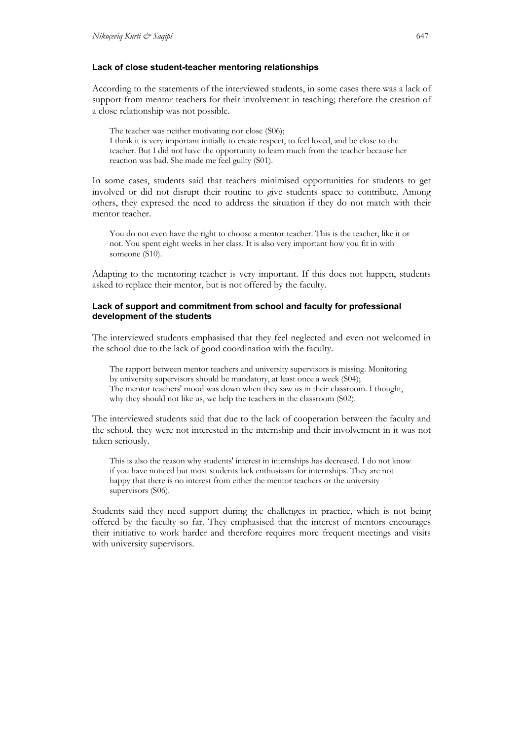### Lack of close student-teacher mentoring relationships

According to the statements of the interviewed students, in some cases there was a lack of support from mentor teachers for their involvement in teaching; therefore the creation of a close relationship was not possible.

> The teacher was neither motivating nor close (S06);
> I think it is very important initially to create respect, to feel loved, and be close to the teacher. But I did not have the opportunity to learn much from the teacher because her reaction was bad. She made me feel guilty (S01).

In some cases, students said that teachers minimised opportunities for students to get involved or did not disrupt their routine to give students space to contribute. Among others, they expresed the need to address the situation if they do not match with their mentor teacher.

> You do not even have the right to choose a mentor teacher. This is the teacher, like it or not. You spent eight weeks in her class. It is also very important how you fit in with someone (S10).

Adapting to the mentoring teacher is very important. If this does not happen, students asked to replace their mentor, but is not offered by the faculty.

### Lack of support and commitment from school and faculty for professional development of the students

The interviewed students emphasised that they feel neglected and even not welcomed in the school due to the lack of good coordination with the faculty.

> The rapport between mentor teachers and university supervisors is missing. Monitoring by university supervisors should be mandatory, at least once a week (S04);
> The mentor teachers' mood was down when they saw us in their classroom. I thought, why they should not like us, we help the teachers in the classroom (S02).

The interviewed students said that due to the lack of cooperation between the faculty and the school, they were not interested in the internship and their involvement in it was not taken seriously.

> This is also the reason why students' interest in internships has decreased. I do not know if you have noticed but most students lack enthusiasm for internships. They are not happy that there is no interest from either the mentor teachers or the university supervisors (S06).

Students said they need support during the challenges in practice, which is not being offered by the faculty so far. They emphasised that the interest of mentors encourages their initiative to work harder and therefore requires more frequent meetings and visits with university supervisors.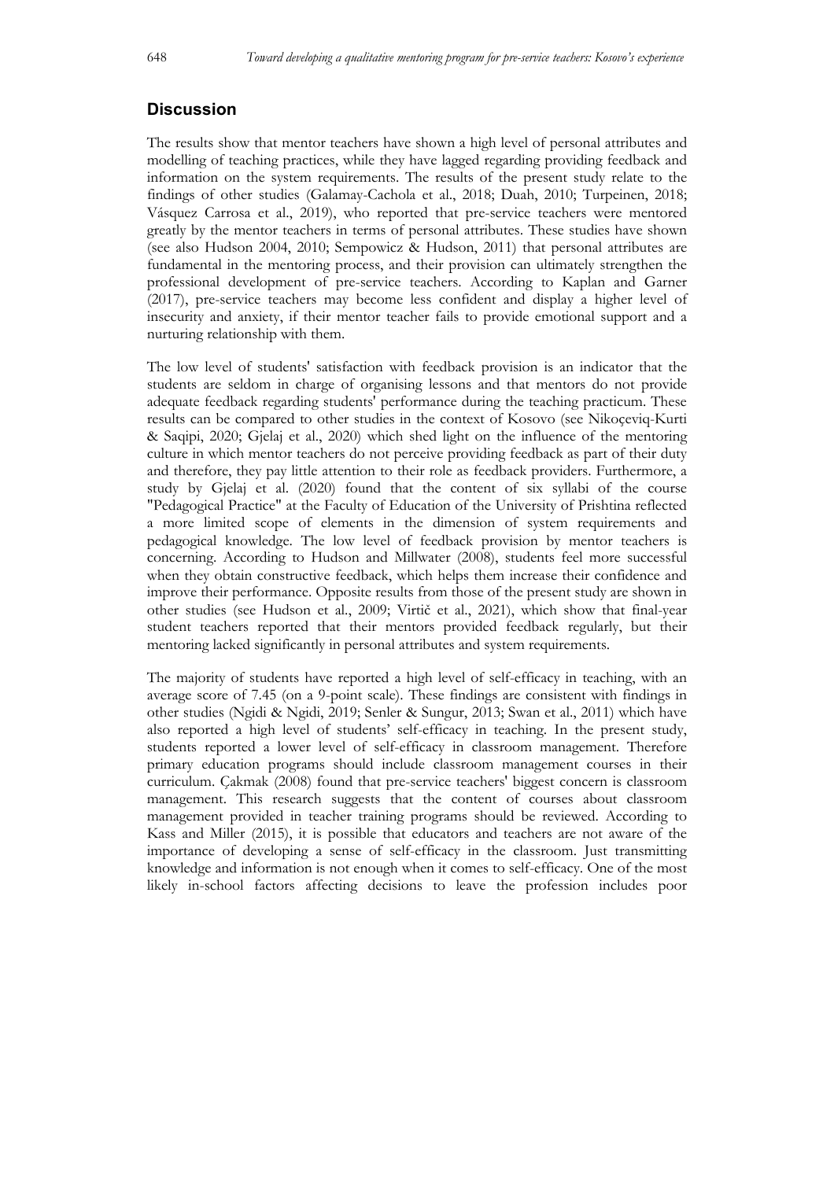## Discussion

The results show that mentor teachers have shown a high level of personal attributes and modelling of teaching practices, while they have lagged regarding providing feedback and information on the system requirements. The results of the present study relate to the findings of other studies (Galamay-Cachola et al., 2018; Duah, 2010; Turpeinen, 2018; Vásquez Carrosa et al., 2019), who reported that pre-service teachers were mentored greatly by the mentor teachers in terms of personal attributes. These studies have shown (see also Hudson 2004, 2010; Sempowicz & Hudson, 2011) that personal attributes are fundamental in the mentoring process, and their provision can ultimately strengthen the professional development of pre-service teachers. According to Kaplan and Garner (2017), pre-service teachers may become less confident and display a higher level of insecurity and anxiety, if their mentor teacher fails to provide emotional support and a nurturing relationship with them.

The low level of students' satisfaction with feedback provision is an indicator that the students are seldom in charge of organising lessons and that mentors do not provide adequate feedback regarding students' performance during the teaching practicum. These results can be compared to other studies in the context of Kosovo (see Nikoçeviq-Kurti & Saqipi, 2020; Gjelaj et al., 2020) which shed light on the influence of the mentoring culture in which mentor teachers do not perceive providing feedback as part of their duty and therefore, they pay little attention to their role as feedback providers. Furthermore, a study by Gjelaj et al. (2020) found that the content of six syllabi of the course "Pedagogical Practice" at the Faculty of Education of the University of Prishtina reflected a more limited scope of elements in the dimension of system requirements and pedagogical knowledge. The low level of feedback provision by mentor teachers is concerning. According to Hudson and Millwater (2008), students feel more successful when they obtain constructive feedback, which helps them increase their confidence and improve their performance. Opposite results from those of the present study are shown in other studies (see Hudson et al., 2009; Virtič et al., 2021), which show that final-year student teachers reported that their mentors provided feedback regularly, but their mentoring lacked significantly in personal attributes and system requirements.

The majority of students have reported a high level of self-efficacy in teaching, with an average score of 7.45 (on a 9-point scale). These findings are consistent with findings in other studies (Ngidi & Ngidi, 2019; Senler & Sungur, 2013; Swan et al., 2011) which have also reported a high level of students' self-efficacy in teaching. In the present study, students reported a lower level of self-efficacy in classroom management. Therefore primary education programs should include classroom management courses in their curriculum. Çakmak (2008) found that pre-service teachers' biggest concern is classroom management. This research suggests that the content of courses about classroom management provided in teacher training programs should be reviewed. According to Kass and Miller (2015), it is possible that educators and teachers are not aware of the importance of developing a sense of self-efficacy in the classroom. Just transmitting knowledge and information is not enough when it comes to self-efficacy. One of the most likely in-school factors affecting decisions to leave the profession includes poor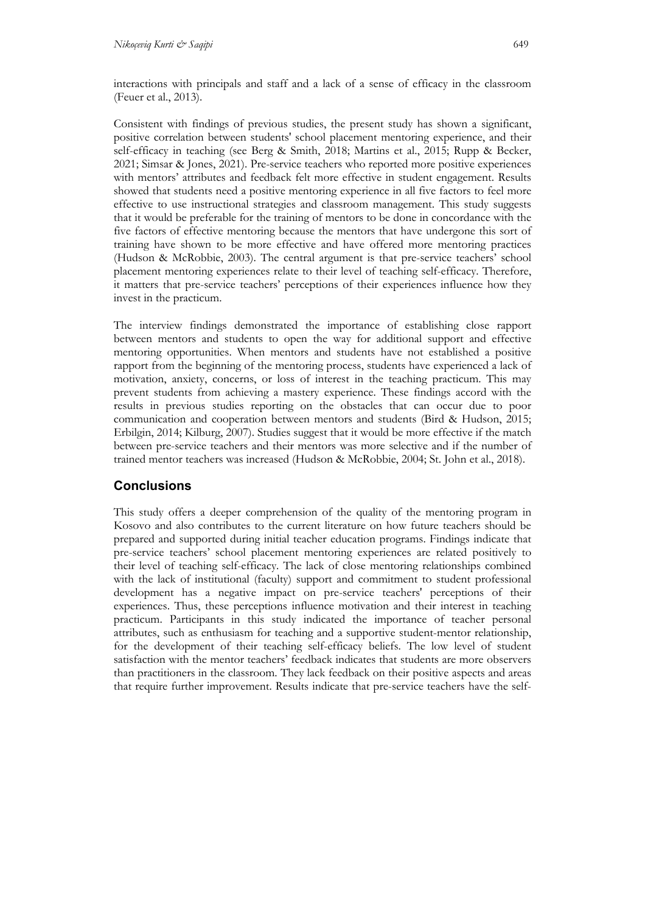interactions with principals and staff and a lack of a sense of efficacy in the classroom (Feuer et al., 2013).

Consistent with findings of previous studies, the present study has shown a significant, positive correlation between students' school placement mentoring experience, and their self-efficacy in teaching (see Berg & Smith, 2018; Martins et al., 2015; Rupp & Becker, 2021; Simsar & Jones, 2021). Pre-service teachers who reported more positive experiences with mentors' attributes and feedback felt more effective in student engagement. Results showed that students need a positive mentoring experience in all five factors to feel more effective to use instructional strategies and classroom management. This study suggests that it would be preferable for the training of mentors to be done in concordance with the five factors of effective mentoring because the mentors that have undergone this sort of training have shown to be more effective and have offered more mentoring practices (Hudson & McRobbie, 2003). The central argument is that pre-service teachers' school placement mentoring experiences relate to their level of teaching self-efficacy. Therefore, it matters that pre-service teachers' perceptions of their experiences influence how they invest in the practicum.

The interview findings demonstrated the importance of establishing close rapport between mentors and students to open the way for additional support and effective mentoring opportunities. When mentors and students have not established a positive rapport from the beginning of the mentoring process, students have experienced a lack of motivation, anxiety, concerns, or loss of interest in the teaching practicum. This may prevent students from achieving a mastery experience. These findings accord with the results in previous studies reporting on the obstacles that can occur due to poor communication and cooperation between mentors and students (Bird & Hudson, 2015; Erbilgin, 2014; Kilburg, 2007). Studies suggest that it would be more effective if the match between pre-service teachers and their mentors was more selective and if the number of trained mentor teachers was increased (Hudson & McRobbie, 2004; St. John et al., 2018).

## Conclusions

This study offers a deeper comprehension of the quality of the mentoring program in Kosovo and also contributes to the current literature on how future teachers should be prepared and supported during initial teacher education programs. Findings indicate that pre-service teachers' school placement mentoring experiences are related positively to their level of teaching self-efficacy. The lack of close mentoring relationships combined with the lack of institutional (faculty) support and commitment to student professional development has a negative impact on pre-service teachers' perceptions of their experiences. Thus, these perceptions influence motivation and their interest in teaching practicum. Participants in this study indicated the importance of teacher personal attributes, such as enthusiasm for teaching and a supportive student-mentor relationship, for the development of their teaching self-efficacy beliefs. The low level of student satisfaction with the mentor teachers' feedback indicates that students are more observers than practitioners in the classroom. They lack feedback on their positive aspects and areas that require further improvement. Results indicate that pre-service teachers have the self-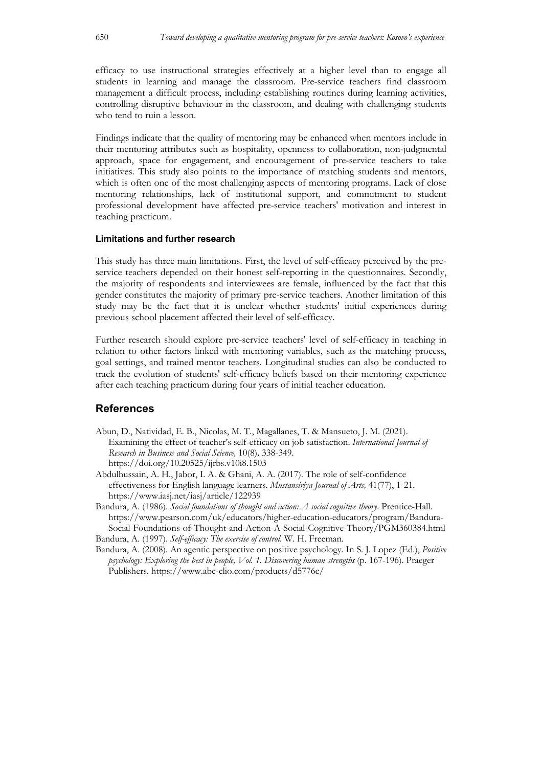efficacy to use instructional strategies effectively at a higher level than to engage all students in learning and manage the classroom. Pre-service teachers find classroom management a difficult process, including establishing routines during learning activities, controlling disruptive behaviour in the classroom, and dealing with challenging students who tend to ruin a lesson.

Findings indicate that the quality of mentoring may be enhanced when mentors include in their mentoring attributes such as hospitality, openness to collaboration, non-judgmental approach, space for engagement, and encouragement of pre-service teachers to take initiatives. This study also points to the importance of matching students and mentors, which is often one of the most challenging aspects of mentoring programs. Lack of close mentoring relationships, lack of institutional support, and commitment to student professional development have affected pre-service teachers' motivation and interest in teaching practicum.

### Limitations and further research

This study has three main limitations. First, the level of self-efficacy perceived by the pre-service teachers depended on their honest self-reporting in the questionnaires. Secondly, the majority of respondents and interviewees are female, influenced by the fact that this gender constitutes the majority of primary pre-service teachers. Another limitation of this study may be the fact that it is unclear whether students' initial experiences during previous school placement affected their level of self-efficacy.

Further research should explore pre-service teachers' level of self-efficacy in teaching in relation to other factors linked with mentoring variables, such as the matching process, goal settings, and trained mentor teachers. Longitudinal studies can also be conducted to track the evolution of students' self-efficacy beliefs based on their mentoring experience after each teaching practicum during four years of initial teacher education.

## References

Abun, D., Natividad, E. B., Nicolas, M. T., Magallanes, T. & Mansueto, J. M. (2021). Examining the effect of teacher's self-efficacy on job satisfaction. *International Journal of Research in Business and Social Science,* 10(8)*,* 338-349. https://doi.org/10.20525/ijrbs.v10i8.1503

Abdulhussain, A. H., Jabor, I. A. & Ghani, A. A. (2017). The role of self-confidence effectiveness for English language learners. *Mustansiriya Journal of Arts,* 41(77), 1-21. https://www.iasj.net/iasj/article/122939

Bandura, A. (1986). *Social foundations of thought and action: A social cognitive theory*. Prentice-Hall. https://www.pearson.com/uk/educators/higher-education-educators/program/Bandura-Social-Foundations-of-Thought-and-Action-A-Social-Cognitive-Theory/PGM360384.html

Bandura, A. (1997). *Self-efficacy: The exercise of control.* W. H. Freeman.

Bandura, A. (2008). An agentic perspective on positive psychology. In S. J. Lopez (Ed.), *Positive psychology: Exploring the best in people, Vol. 1. Discovering human strengths* (p. 167-196). Praeger Publishers. https://www.abc-clio.com/products/d5776c/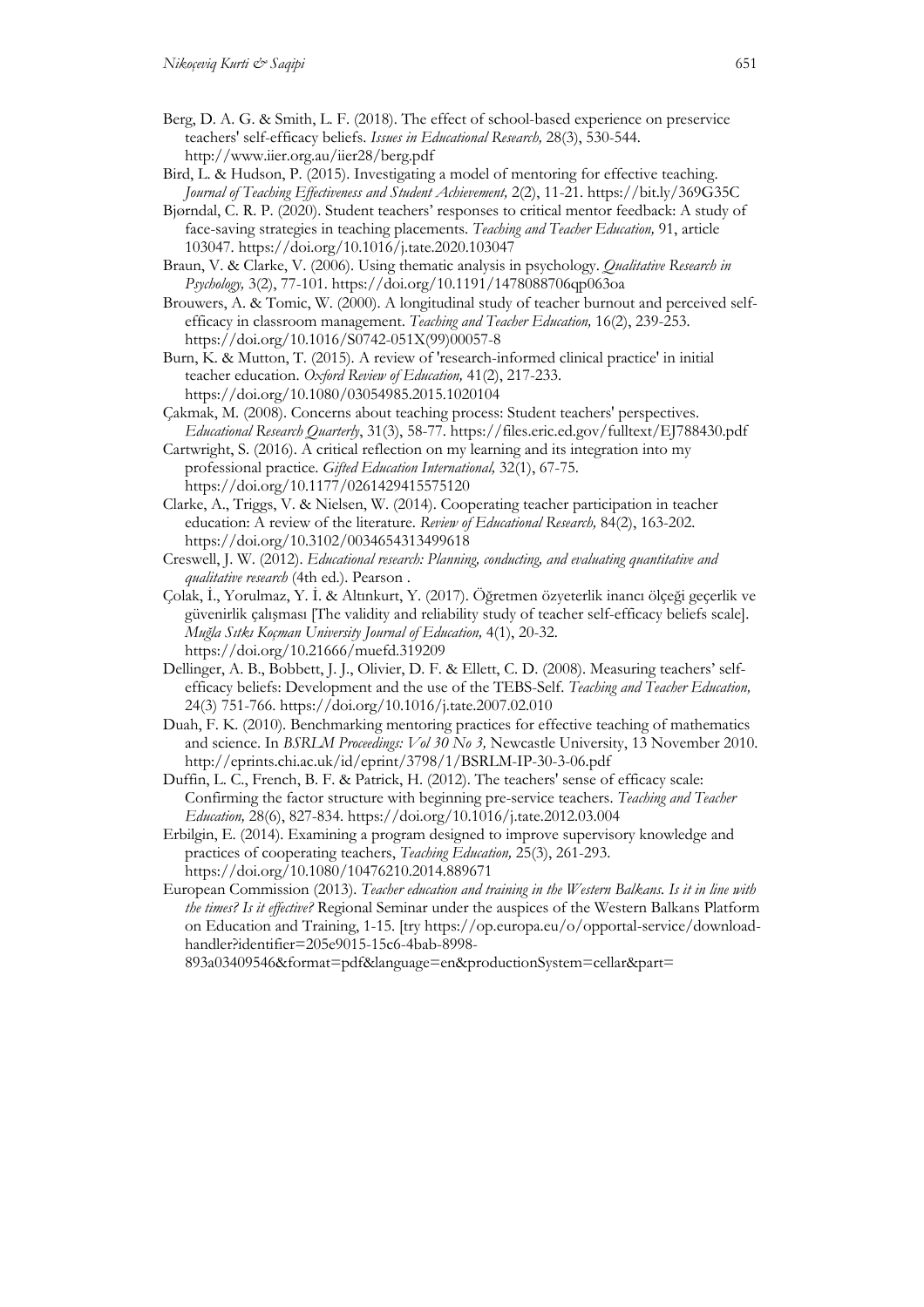Berg, D. A. G. & Smith, L. F. (2018). The effect of school-based experience on preservice teachers' self-efficacy beliefs. *Issues in Educational Research,* 28(3), 530-544. http://www.iier.org.au/iier28/berg.pdf

Bird, L. & Hudson, P. (2015). Investigating a model of mentoring for effective teaching. *Journal of Teaching Effectiveness and Student Achievement,* 2(2), 11-21. https://bit.ly/369G35C

Bjørndal, C. R. P. (2020). Student teachers' responses to critical mentor feedback: A study of face-saving strategies in teaching placements. *Teaching and Teacher Education,* 91, article 103047. https://doi.org/10.1016/j.tate.2020.103047

Braun, V. & Clarke, V. (2006). Using thematic analysis in psychology. *Qualitative Research in Psychology,* 3(2), 77-101. https://doi.org/10.1191/1478088706qp063oa

Brouwers, A. & Tomic, W. (2000). A longitudinal study of teacher burnout and perceived self-efficacy in classroom management. *Teaching and Teacher Education,* 16(2), 239-253. https://doi.org/10.1016/S0742-051X(99)00057-8

Burn, K. & Mutton, T. (2015). A review of 'research-informed clinical practice' in initial teacher education. *Oxford Review of Education,* 41(2), 217-233. https://doi.org/10.1080/03054985.2015.1020104

Çakmak, M. (2008). Concerns about teaching process: Student teachers' perspectives. *Educational Research Quarterly*, 31(3), 58-77. https://files.eric.ed.gov/fulltext/EJ788430.pdf

Cartwright, S. (2016). A critical reflection on my learning and its integration into my professional practice. *Gifted Education International,* 32(1), 67-75. https://doi.org/10.1177/0261429415575120

Clarke, A., Triggs, V. & Nielsen, W. (2014). Cooperating teacher participation in teacher education: A review of the literature. *Review of Educational Research,* 84(2), 163-202. https://doi.org/10.3102/0034654313499618

Creswell, J. W. (2012). *Educational research: Planning, conducting, and evaluating quantitative and qualitative research* (4th ed.). Pearson .

Çolak, İ., Yorulmaz, Y. İ. & Altınkurt, Y. (2017). Öğretmen özyeterlik inancı ölçeği geçerlik ve güvenirlik çalışması [The validity and reliability study of teacher self-efficacy beliefs scale]. *Muğla Sıtkı Koçman University Journal of Education,* 4(1), 20-32. https://doi.org/10.21666/muefd.319209

Dellinger, A. B., Bobbett, J. J., Olivier, D. F. & Ellett, C. D. (2008). Measuring teachers' self-efficacy beliefs: Development and the use of the TEBS-Self. *Teaching and Teacher Education,* 24(3) 751-766. https://doi.org/10.1016/j.tate.2007.02.010

Duah, F. K. (2010). Benchmarking mentoring practices for effective teaching of mathematics and science. In *BSRLM Proceedings: Vol 30 No 3,* Newcastle University, 13 November 2010. http://eprints.chi.ac.uk/id/eprint/3798/1/BSRLM-IP-30-3-06.pdf

Duffin, L. C., French, B. F. & Patrick, H. (2012). The teachers' sense of efficacy scale: Confirming the factor structure with beginning pre-service teachers. *Teaching and Teacher Education,* 28(6), 827-834. https://doi.org/10.1016/j.tate.2012.03.004

Erbilgin, E. (2014). Examining a program designed to improve supervisory knowledge and practices of cooperating teachers, *Teaching Education,* 25(3), 261-293. https://doi.org/10.1080/10476210.2014.889671

European Commission (2013). *Teacher education and training in the Western Balkans. Is it in line with the times? Is it effective?* Regional Seminar under the auspices of the Western Balkans Platform on Education and Training, 1-15. [try https://op.europa.eu/o/opportal-service/download-handler?identifier=205e9015-15c6-4bab-8998-893a03409546&format=pdf&language=en&productionSystem=cellar&part=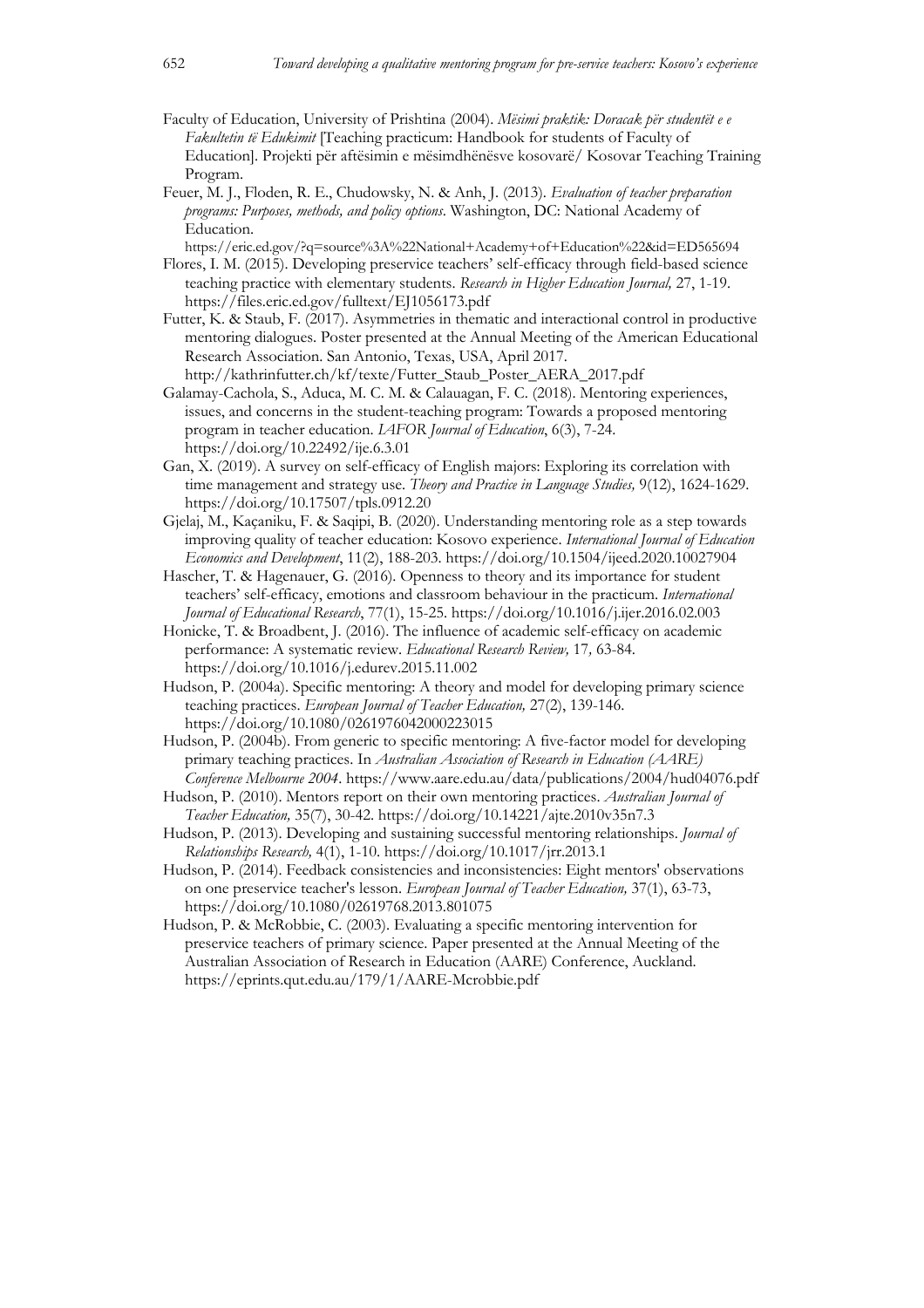Faculty of Education, University of Prishtina (2004). *Mësimi praktik: Doracak për studentët e e Fakultetin të Edukimit* [Teaching practicum: Handbook for students of Faculty of Education]. Projekti për aftësimin e mësimdhënësve kosovarë/ Kosovar Teaching Training Program.

Feuer, M. J., Floden, R. E., Chudowsky, N. & Anh, J. (2013). *Evaluation of teacher preparation programs: Purposes, methods, and policy options*. Washington, DC: National Academy of Education. https://eric.ed.gov/?q=source%3A%22National+Academy+of+Education%22&id=ED565694

Flores, I. M. (2015). Developing preservice teachers' self-efficacy through field-based science teaching practice with elementary students. *Research in Higher Education Journal,* 27, 1-19. https://files.eric.ed.gov/fulltext/EJ1056173.pdf

Futter, K. & Staub, F. (2017). Asymmetries in thematic and interactional control in productive mentoring dialogues. Poster presented at the Annual Meeting of the American Educational Research Association. San Antonio, Texas, USA, April 2017. http://kathrinfutter.ch/kf/texte/Futter_Staub_Poster_AERA_2017.pdf

Galamay-Cachola, S., Aduca, M. C. M. & Calauagan, F. C. (2018). Mentoring experiences, issues, and concerns in the student-teaching program: Towards a proposed mentoring program in teacher education. *IAFOR Journal of Education*, 6(3), 7-24. https://doi.org/10.22492/ije.6.3.01

Gan, X. (2019). A survey on self-efficacy of English majors: Exploring its correlation with time management and strategy use. *Theory and Practice in Language Studies,* 9(12), 1624-1629. https://doi.org/10.17507/tpls.0912.20

Gjelaj, M., Kaçaniku, F. & Saqipi, B. (2020). Understanding mentoring role as a step towards improving quality of teacher education: Kosovo experience. *International Journal of Education Economics and Development*, 11(2), 188-203. https://doi.org/10.1504/ijeed.2020.10027904

Hascher, T. & Hagenauer, G. (2016). Openness to theory and its importance for student teachers' self-efficacy, emotions and classroom behaviour in the practicum. *International Journal of Educational Research*, 77(1), 15-25. https://doi.org/10.1016/j.ijer.2016.02.003

Honicke, T. & Broadbent, J. (2016). The influence of academic self-efficacy on academic performance: A systematic review. *Educational Research Review,* 17*,* 63-84. https://doi.org/10.1016/j.edurev.2015.11.002

Hudson, P. (2004a). Specific mentoring: A theory and model for developing primary science teaching practices. *European Journal of Teacher Education,* 27(2), 139-146. https://doi.org/10.1080/0261976042000223015

Hudson, P. (2004b). From generic to specific mentoring: A five-factor model for developing primary teaching practices. In *Australian Association of Research in Education (AARE) Conference Melbourne 2004*. https://www.aare.edu.au/data/publications/2004/hud04076.pdf

Hudson, P. (2010). Mentors report on their own mentoring practices. *Australian Journal of Teacher Education,* 35(7), 30-42. https://doi.org/10.14221/ajte.2010v35n7.3

Hudson, P. (2013). Developing and sustaining successful mentoring relationships. *Journal of Relationships Research,* 4(1), 1-10. https://doi.org/10.1017/jrr.2013.1

Hudson, P. (2014). Feedback consistencies and inconsistencies: Eight mentors' observations on one preservice teacher's lesson. *European Journal of Teacher Education,* 37(1), 63-73, https://doi.org/10.1080/02619768.2013.801075

Hudson, P. & McRobbie, C. (2003). Evaluating a specific mentoring intervention for preservice teachers of primary science. Paper presented at the Annual Meeting of the Australian Association of Research in Education (AARE) Conference, Auckland. https://eprints.qut.edu.au/179/1/AARE-Mcrobbie.pdf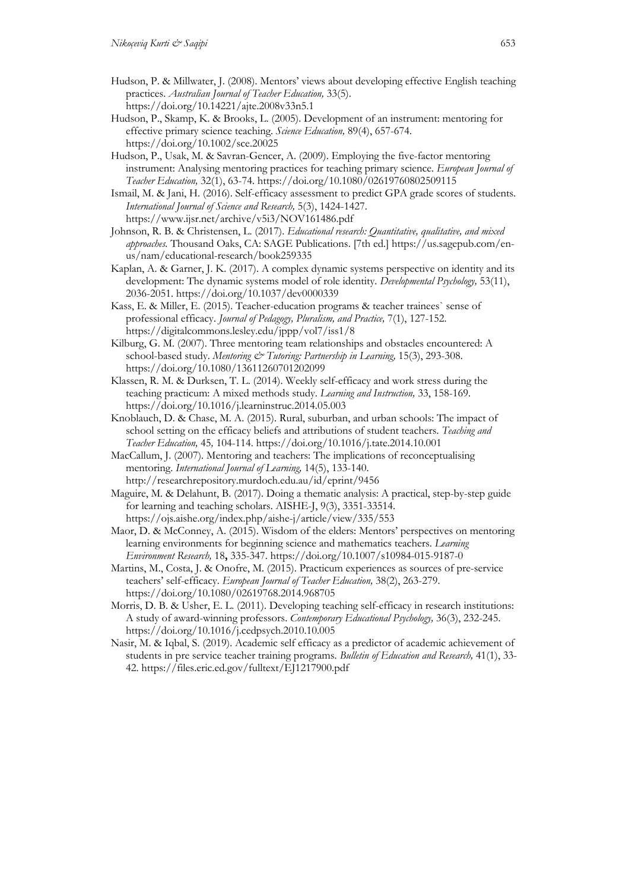Hudson, P. & Millwater, J. (2008). Mentors' views about developing effective English teaching practices. *Australian Journal of Teacher Education,* 33(5). https://doi.org/10.14221/ajte.2008v33n5.1

Hudson, P., Skamp, K. & Brooks, L. (2005). Development of an instrument: mentoring for effective primary science teaching. *Science Education,* 89(4), 657-674. https://doi.org/10.1002/sce.20025

Hudson, P., Usak, M. & Savran-Gencer, A. (2009). Employing the five-factor mentoring instrument: Analysing mentoring practices for teaching primary science. *European Journal of Teacher Education,* 32(1), 63-74. https://doi.org/10.1080/02619760802509115

Ismail, M. & Jani, H. (2016). Self-efficacy assessment to predict GPA grade scores of students. *International Journal of Science and Research,* 5(3), 1424-1427. https://www.ijsr.net/archive/v5i3/NOV161486.pdf

Johnson, R. B. & Christensen, L. (2017). *Educational research: Quantitative, qualitative, and mixed approaches.* Thousand Oaks, CA: SAGE Publications. [7th ed.] https://us.sagepub.com/en-us/nam/educational-research/book259335

Kaplan, A. & Garner, J. K. (2017). A complex dynamic systems perspective on identity and its development: The dynamic systems model of role identity. *Developmental Psychology,* 53(11), 2036-2051. https://doi.org/10.1037/dev0000339

Kass, E. & Miller, E. (2015). Teacher-education programs & teacher trainees` sense of professional efficacy. *Journal of Pedagogy, Pluralism, and Practice,* 7(1), 127-152. https://digitalcommons.lesley.edu/jppp/vol7/iss1/8

Kilburg, G. M. (2007). Three mentoring team relationships and obstacles encountered: A school-based study. *Mentoring & Tutoring: Partnership in Learning,* 15(3), 293-308. https://doi.org/10.1080/13611260701202099

Klassen, R. M. & Durksen, T. L. (2014). Weekly self-efficacy and work stress during the teaching practicum: A mixed methods study. *Learning and Instruction,* 33, 158-169. https://doi.org/10.1016/j.learninstruc.2014.05.003

Knoblauch, D. & Chase, M. A. (2015). Rural, suburban, and urban schools: The impact of school setting on the efficacy beliefs and attributions of student teachers. *Teaching and Teacher Education,* 45*,* 104-114. https://doi.org/10.1016/j.tate.2014.10.001

MacCallum, J. (2007). Mentoring and teachers: The implications of reconceptualising mentoring. *International Journal of Learning,* 14(5), 133-140. http://researchrepository.murdoch.edu.au/id/eprint/9456

Maguire, M. & Delahunt, B. (2017). Doing a thematic analysis: A practical, step-by-step guide for learning and teaching scholars. AISHE-J, 9(3), 3351-33514. https://ojs.aishe.org/index.php/aishe-j/article/view/335/553

Maor, D. & McConney, A. (2015). Wisdom of the elders: Mentors' perspectives on mentoring learning environments for beginning science and mathematics teachers. *Learning Environment Research,* 18**,** 335-347. https://doi.org/10.1007/s10984-015-9187-0

Martins, M., Costa, J. & Onofre, M. (2015). Practicum experiences as sources of pre-service teachers' self-efficacy. *European Journal of Teacher Education,* 38(2), 263-279. https://doi.org/10.1080/02619768.2014.968705

Morris, D. B. & Usher, E. L. (2011). Developing teaching self-efficacy in research institutions: A study of award-winning professors. *Contemporary Educational Psychology,* 36(3), 232-245. https://doi.org/10.1016/j.cedpsych.2010.10.005

Nasir, M. & Iqbal, S. (2019). Academic self efficacy as a predictor of academic achievement of students in pre service teacher training programs. *Bulletin of Education and Research,* 41(1), 33-42. https://files.eric.ed.gov/fulltext/EJ1217900.pdf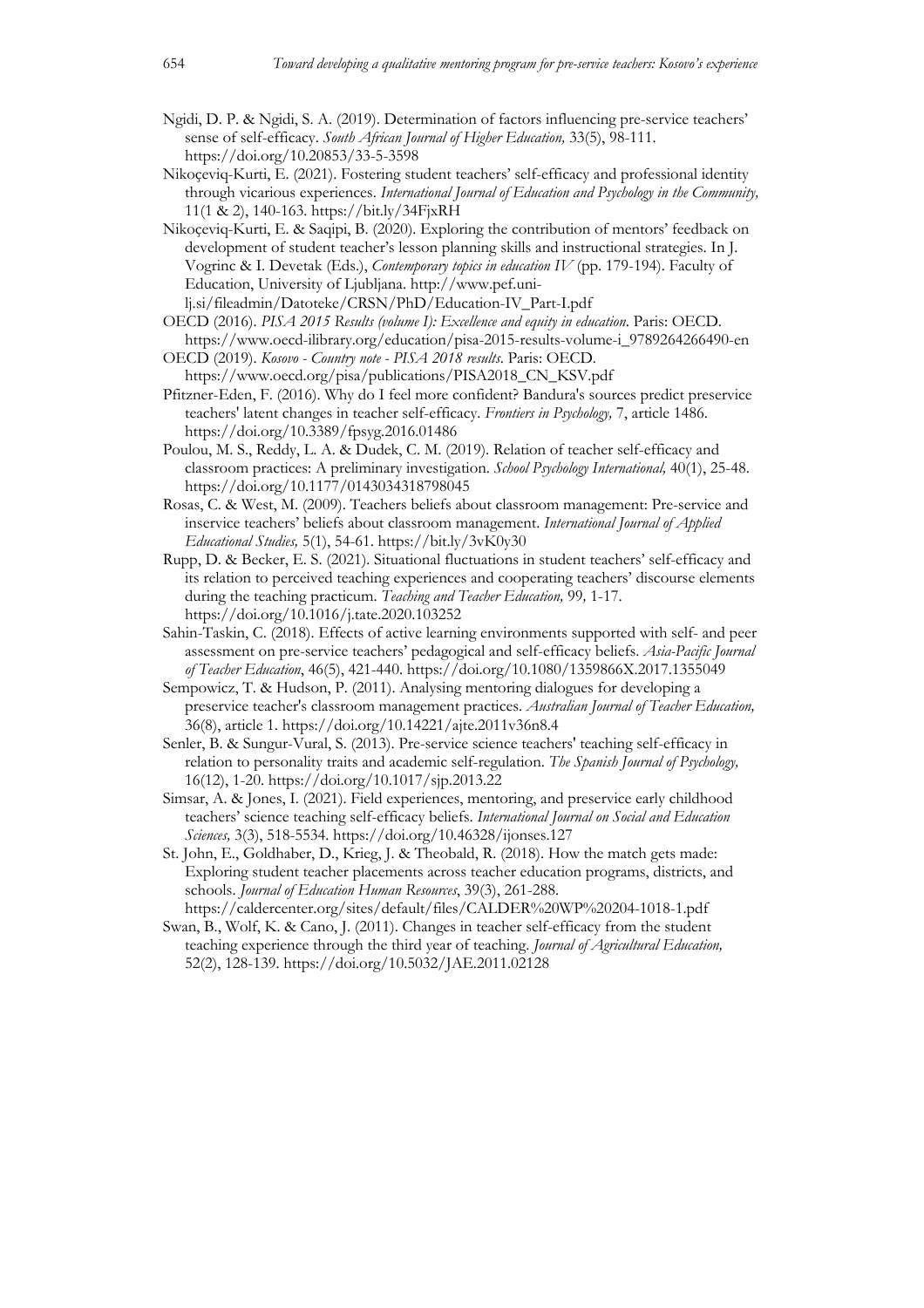Ngidi, D. P. & Ngidi, S. A. (2019). Determination of factors influencing pre-service teachers' sense of self-efficacy. *South African Journal of Higher Education,* 33(5), 98-111. https://doi.org/10.20853/33-5-3598

Nikoçeviq-Kurti, E. (2021). Fostering student teachers' self-efficacy and professional identity through vicarious experiences. *International Journal of Education and Psychology in the Community,* 11(1 & 2), 140-163. https://bit.ly/34FjxRH

Nikoçeviq-Kurti, E. & Saqipi, B. (2020). Exploring the contribution of mentors' feedback on development of student teacher's lesson planning skills and instructional strategies. In J. Vogrinc & I. Devetak (Eds.), *Contemporary topics in education IV* (pp. 179-194). Faculty of Education, University of Ljubljana. http://www.pef.uni-lj.si/fileadmin/Datoteke/CRSN/PhD/Education-IV_Part-I.pdf

OECD (2016). *PISA 2015 Results (volume I): Excellence and equity in education.* Paris: OECD. https://www.oecd-ilibrary.org/education/pisa-2015-results-volume-i_9789264266490-en

OECD (2019). *Kosovo - Country note - PISA 2018 results.* Paris: OECD. https://www.oecd.org/pisa/publications/PISA2018_CN_KSV.pdf

Pfitzner-Eden, F. (2016). Why do I feel more confident? Bandura's sources predict preservice teachers' latent changes in teacher self-efficacy. *Frontiers in Psychology,* 7, article 1486. https://doi.org/10.3389/fpsyg.2016.01486

Poulou, M. S., Reddy, L. A. & Dudek, C. M. (2019). Relation of teacher self-efficacy and classroom practices: A preliminary investigation. *School Psychology International,* 40(1), 25-48. https://doi.org/10.1177/0143034318798045

Rosas, C. & West, M. (2009). Teachers beliefs about classroom management: Pre-service and inservice teachers' beliefs about classroom management. *International Journal of Applied Educational Studies,* 5(1), 54-61. https://bit.ly/3vK0y30

Rupp, D. & Becker, E. S. (2021). Situational fluctuations in student teachers' self-efficacy and its relation to perceived teaching experiences and cooperating teachers' discourse elements during the teaching practicum. *Teaching and Teacher Education,* 99, 1-17. https://doi.org/10.1016/j.tate.2020.103252

Sahin-Taskin, C. (2018). Effects of active learning environments supported with self- and peer assessment on pre-service teachers' pedagogical and self-efficacy beliefs. *Asia-Pacific Journal of Teacher Education*, 46(5), 421-440. https://doi.org/10.1080/1359866X.2017.1355049

Sempowicz, T. & Hudson, P. (2011). Analysing mentoring dialogues for developing a preservice teacher's classroom management practices. *Australian Journal of Teacher Education,* 36(8), article 1. https://doi.org/10.14221/ajte.2011v36n8.4

Senler, B. & Sungur-Vural, S. (2013). Pre-service science teachers' teaching self-efficacy in relation to personality traits and academic self-regulation. *The Spanish Journal of Psychology,* 16(12), 1-20. https://doi.org/10.1017/sjp.2013.22

Simsar, A. & Jones, I. (2021). Field experiences, mentoring, and preservice early childhood teachers' science teaching self-efficacy beliefs. *International Journal on Social and Education Sciences,* 3(3), 518-5534. https://doi.org/10.46328/ijonses.127

St. John, E., Goldhaber, D., Krieg, J. & Theobald, R. (2018). How the match gets made: Exploring student teacher placements across teacher education programs, districts, and schools. *Journal of Education Human Resources*, 39(3), 261-288. https://caldercenter.org/sites/default/files/CALDER%20WP%20204-1018-1.pdf

Swan, B., Wolf, K. & Cano, J. (2011). Changes in teacher self-efficacy from the student teaching experience through the third year of teaching. *Journal of Agricultural Education,* 52(2), 128-139. https://doi.org/10.5032/JAE.2011.02128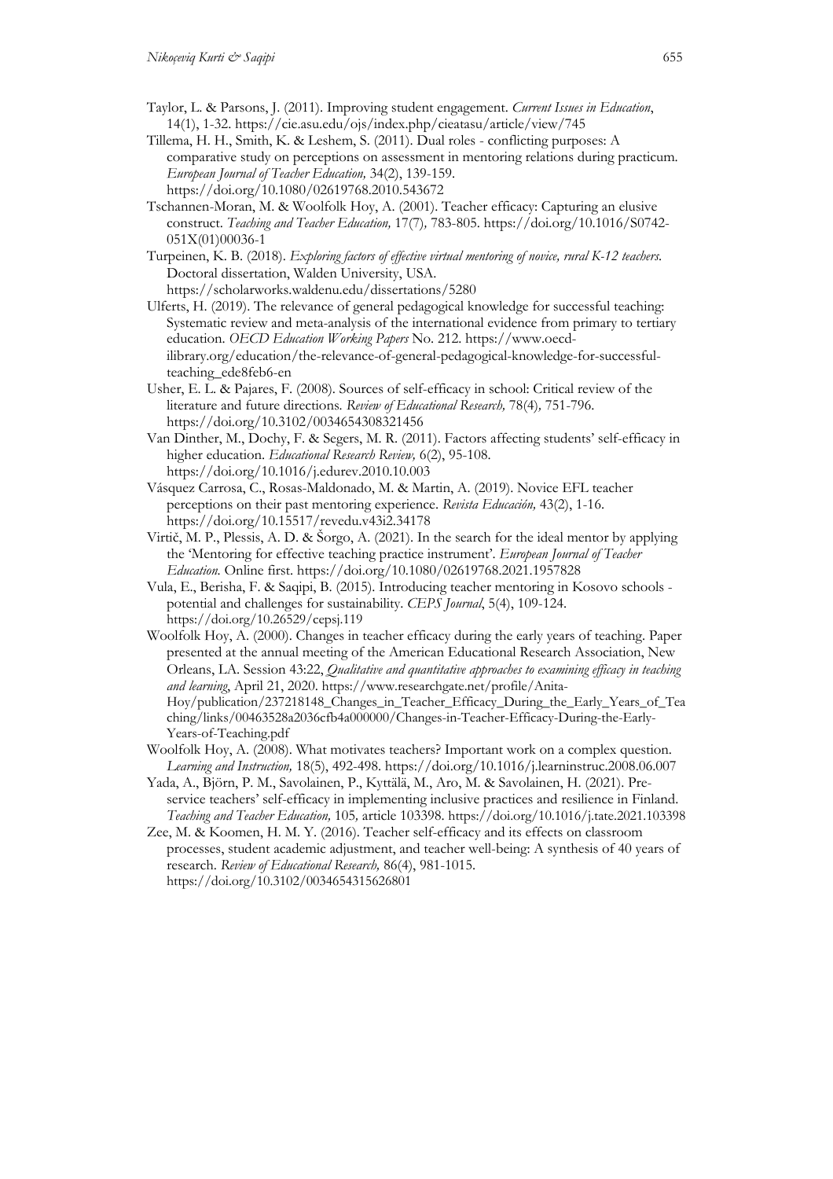Taylor, L. & Parsons, J. (2011). Improving student engagement. *Current Issues in Education*, 14(1), 1-32. https://cie.asu.edu/ojs/index.php/cieatasu/article/view/745

Tillema, H. H., Smith, K. & Leshem, S. (2011). Dual roles - conflicting purposes: A comparative study on perceptions on assessment in mentoring relations during practicum. *European Journal of Teacher Education,* 34(2), 139-159. https://doi.org/10.1080/02619768.2010.543672

Tschannen-Moran, M. & Woolfolk Hoy, A. (2001). Teacher efficacy: Capturing an elusive construct. *Teaching and Teacher Education,* 17(7)*,* 783-805. https://doi.org/10.1016/S0742-051X(01)00036-1

Turpeinen, K. B. (2018). *Exploring factors of effective virtual mentoring of novice, rural K-12 teachers.* Doctoral dissertation, Walden University, USA. https://scholarworks.waldenu.edu/dissertations/5280

Ulferts, H. (2019). The relevance of general pedagogical knowledge for successful teaching: Systematic review and meta-analysis of the international evidence from primary to tertiary education. *OECD Education Working Papers* No. 212. https://www.oecd-ilibrary.org/education/the-relevance-of-general-pedagogical-knowledge-for-successful-teaching_ede8feb6-en

Usher, E. L. & Pajares, F. (2008). Sources of self-efficacy in school: Critical review of the literature and future directions. *Review of Educational Research,* 78(4)*,* 751-796. https://doi.org/10.3102/0034654308321456

Van Dinther, M., Dochy, F. & Segers, M. R. (2011). Factors affecting students' self-efficacy in higher education. *Educational Research Review,* 6(2), 95-108. https://doi.org/10.1016/j.edurev.2010.10.003

Vásquez Carrosa, C., Rosas-Maldonado, M. & Martin, A. (2019). Novice EFL teacher perceptions on their past mentoring experience. *Revista Educación,* 43(2), 1-16. https://doi.org/10.15517/revedu.v43i2.34178

Virtič, M. P., Plessis, A. D. & Šorgo, A. (2021). In the search for the ideal mentor by applying the 'Mentoring for effective teaching practice instrument'. *European Journal of Teacher Education.* Online first. https://doi.org/10.1080/02619768.2021.1957828

Vula, E., Berisha, F. & Saqipi, B. (2015). Introducing teacher mentoring in Kosovo schools - potential and challenges for sustainability. *CEPS Journal*, 5(4), 109-124. https://doi.org/10.26529/cepsj.119

Woolfolk Hoy, A. (2000). Changes in teacher efficacy during the early years of teaching. Paper presented at the annual meeting of the American Educational Research Association, New Orleans, LA. Session 43:22, *Qualitative and quantitative approaches to examining efficacy in teaching and learning*, April 21, 2020. https://www.researchgate.net/profile/Anita-Hoy/publication/237218148_Changes_in_Teacher_Efficacy_During_the_Early_Years_of_Teaching/links/00463528a2036cfb4a000000/Changes-in-Teacher-Efficacy-During-the-Early-Years-of-Teaching.pdf

Woolfolk Hoy, A. (2008). What motivates teachers? Important work on a complex question. *Learning and Instruction,* 18(5), 492-498. https://doi.org/10.1016/j.learninstruc.2008.06.007

Yada, A., Björn, P. M., Savolainen, P., Kyttälä, M., Aro, M. & Savolainen, H. (2021). Pre-service teachers' self-efficacy in implementing inclusive practices and resilience in Finland. *Teaching and Teacher Education,* 105*,* article 103398. https://doi.org/10.1016/j.tate.2021.103398

Zee, M. & Koomen, H. M. Y. (2016). Teacher self-efficacy and its effects on classroom processes, student academic adjustment, and teacher well-being: A synthesis of 40 years of research. *Review of Educational Research,* 86(4), 981-1015. https://doi.org/10.3102/0034654315626801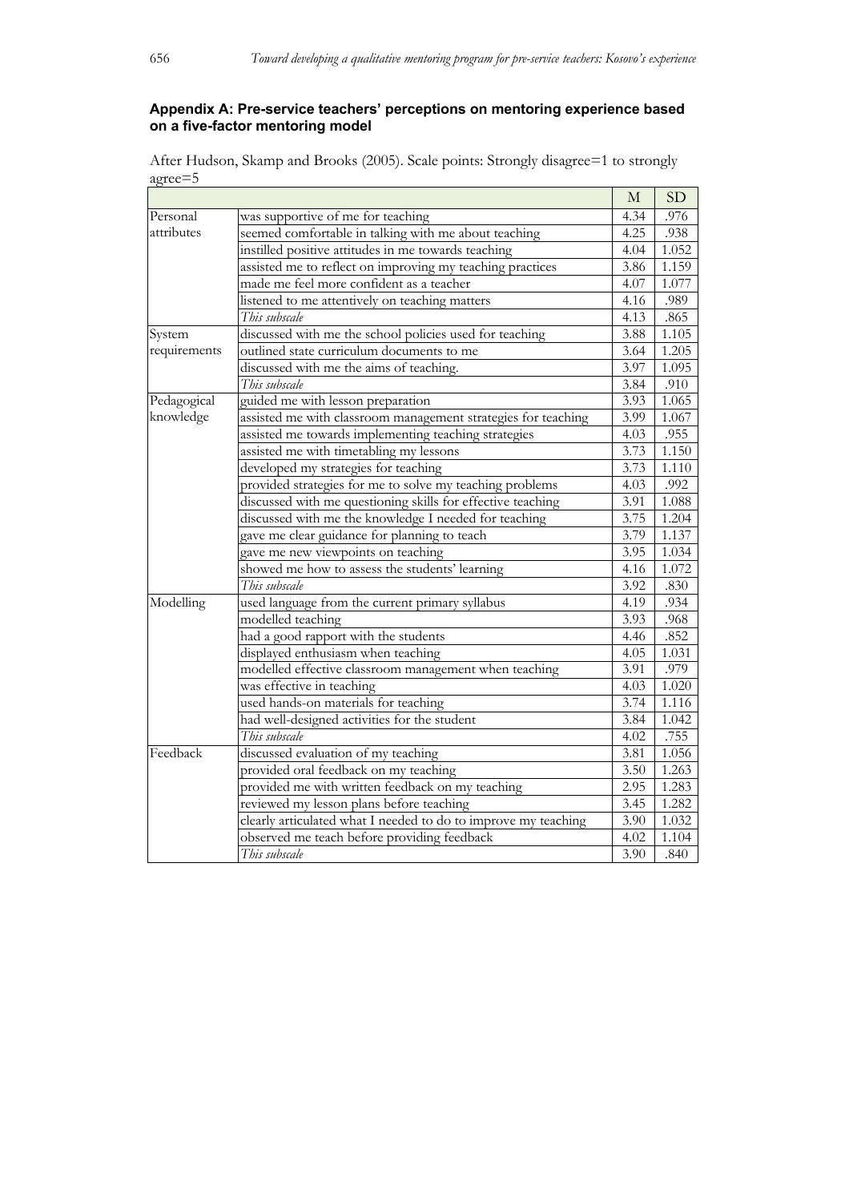### Appendix A: Pre-service teachers' perceptions on mentoring experience based on a five-factor mentoring model

After Hudson, Skamp and Brooks (2005). Scale points: Strongly disagree=1 to strongly agree=5

| | | M | SD |
|---|---|---|---|
| Personal attributes | was supportive of me for teaching | 4.34 | .976 |
| | seemed comfortable in talking with me about teaching | 4.25 | .938 |
| | instilled positive attitudes in me towards teaching | 4.04 | 1.052 |
| | assisted me to reflect on improving my teaching practices | 3.86 | 1.159 |
| | made me feel more confident as a teacher | 4.07 | 1.077 |
| | listened to me attentively on teaching matters | 4.16 | .989 |
| | *This subscale* | 4.13 | .865 |
| System requirements | discussed with me the school policies used for teaching | 3.88 | 1.105 |
| | outlined state curriculum documents to me | 3.64 | 1.205 |
| | discussed with me the aims of teaching. | 3.97 | 1.095 |
| | *This subscale* | 3.84 | .910 |
| Pedagogical knowledge | guided me with lesson preparation | 3.93 | 1.065 |
| | assisted me with classroom management strategies for teaching | 3.99 | 1.067 |
| | assisted me towards implementing teaching strategies | 4.03 | .955 |
| | assisted me with timetabling my lessons | 3.73 | 1.150 |
| | developed my strategies for teaching | 3.73 | 1.110 |
| | provided strategies for me to solve my teaching problems | 4.03 | .992 |
| | discussed with me questioning skills for effective teaching | 3.91 | 1.088 |
| | discussed with me the knowledge I needed for teaching | 3.75 | 1.204 |
| | gave me clear guidance for planning to teach | 3.79 | 1.137 |
| | gave me new viewpoints on teaching | 3.95 | 1.034 |
| | showed me how to assess the students' learning | 4.16 | 1.072 |
| | *This subscale* | 3.92 | .830 |
| Modelling | used language from the current primary syllabus | 4.19 | .934 |
| | modelled teaching | 3.93 | .968 |
| | had a good rapport with the students | 4.46 | .852 |
| | displayed enthusiasm when teaching | 4.05 | 1.031 |
| | modelled effective classroom management when teaching | 3.91 | .979 |
| | was effective in teaching | 4.03 | 1.020 |
| | used hands-on materials for teaching | 3.74 | 1.116 |
| | had well-designed activities for the student | 3.84 | 1.042 |
| | *This subscale* | 4.02 | .755 |
| Feedback | discussed evaluation of my teaching | 3.81 | 1.056 |
| | provided oral feedback on my teaching | 3.50 | 1.263 |
| | provided me with written feedback on my teaching | 2.95 | 1.283 |
| | reviewed my lesson plans before teaching | 3.45 | 1.282 |
| | clearly articulated what I needed to do to improve my teaching | 3.90 | 1.032 |
| | observed me teach before providing feedback | 4.02 | 1.104 |
| | *This subscale* | 3.90 | .840 |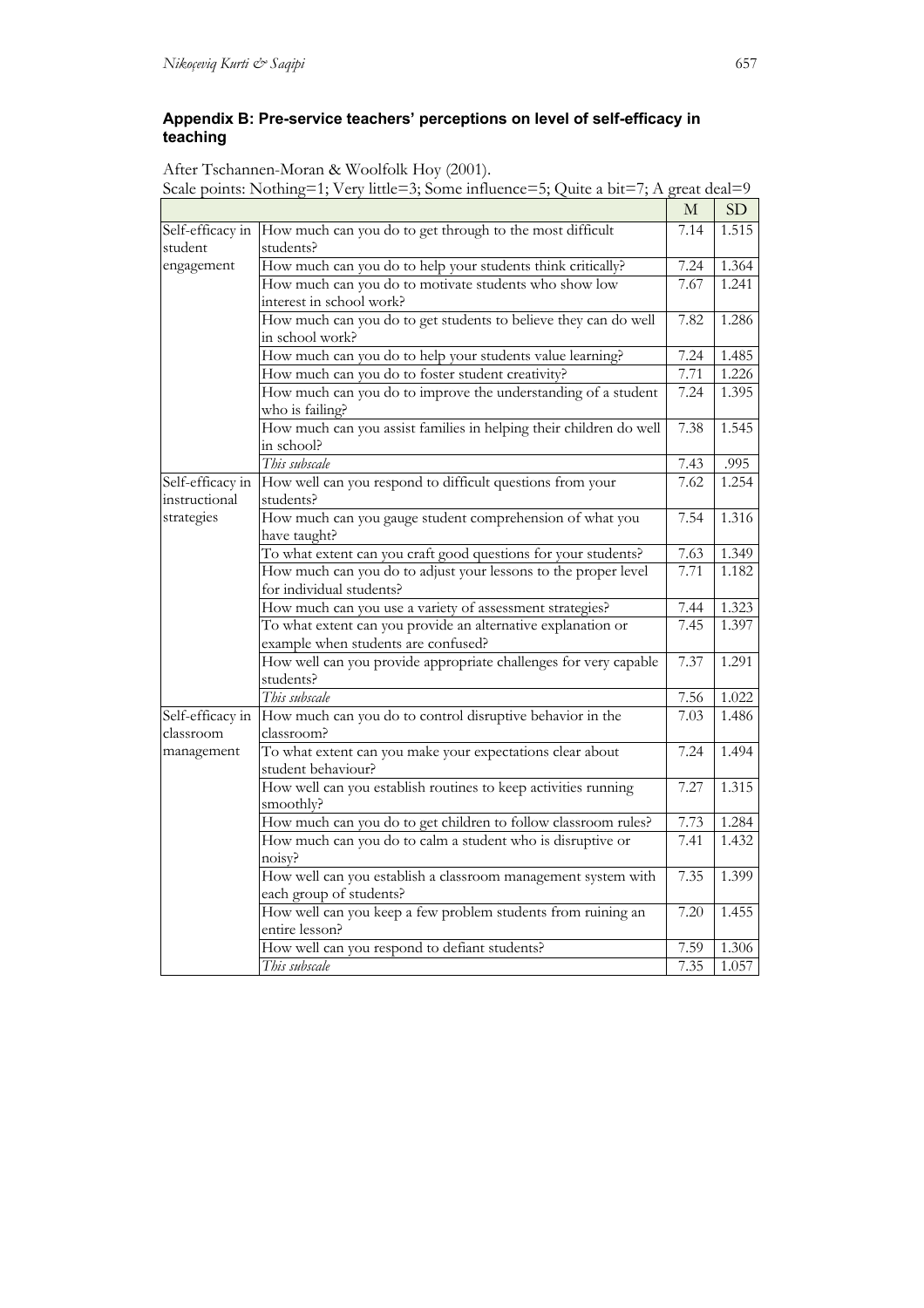### Appendix B: Pre-service teachers' perceptions on level of self-efficacy in teaching

After Tschannen-Moran & Woolfolk Hoy (2001).

Scale points: Nothing=1; Very little=3; Some influence=5; Quite a bit=7; A great deal=9

| | | M | SD |
|---|---|---|---|
| Self-efficacy in student engagement | How much can you do to get through to the most difficult students? | 7.14 | 1.515 |
| | How much can you do to help your students think critically? | 7.24 | 1.364 |
| | How much can you do to motivate students who show low interest in school work? | 7.67 | 1.241 |
| | How much can you do to get students to believe they can do well in school work? | 7.82 | 1.286 |
| | How much can you do to help your students value learning? | 7.24 | 1.485 |
| | How much can you do to foster student creativity? | 7.71 | 1.226 |
| | How much can you do to improve the understanding of a student who is failing? | 7.24 | 1.395 |
| | How much can you assist families in helping their children do well in school? | 7.38 | 1.545 |
| | *This subscale* | 7.43 | .995 |
| Self-efficacy in instructional strategies | How well can you respond to difficult questions from your students? | 7.62 | 1.254 |
| | How much can you gauge student comprehension of what you have taught? | 7.54 | 1.316 |
| | To what extent can you craft good questions for your students? | 7.63 | 1.349 |
| | How much can you do to adjust your lessons to the proper level for individual students? | 7.71 | 1.182 |
| | How much can you use a variety of assessment strategies? | 7.44 | 1.323 |
| | To what extent can you provide an alternative explanation or example when students are confused? | 7.45 | 1.397 |
| | How well can you provide appropriate challenges for very capable students? | 7.37 | 1.291 |
| | *This subscale* | 7.56 | 1.022 |
| Self-efficacy in classroom management | How much can you do to control disruptive behavior in the classroom? | 7.03 | 1.486 |
| | To what extent can you make your expectations clear about student behaviour? | 7.24 | 1.494 |
| | How well can you establish routines to keep activities running smoothly? | 7.27 | 1.315 |
| | How much can you do to get children to follow classroom rules? | 7.73 | 1.284 |
| | How much can you do to calm a student who is disruptive or noisy? | 7.41 | 1.432 |
| | How well can you establish a classroom management system with each group of students? | 7.35 | 1.399 |
| | How well can you keep a few problem students from ruining an entire lesson? | 7.20 | 1.455 |
| | How well can you respond to defiant students? | 7.59 | 1.306 |
| | *This subscale* | 7.35 | 1.057 |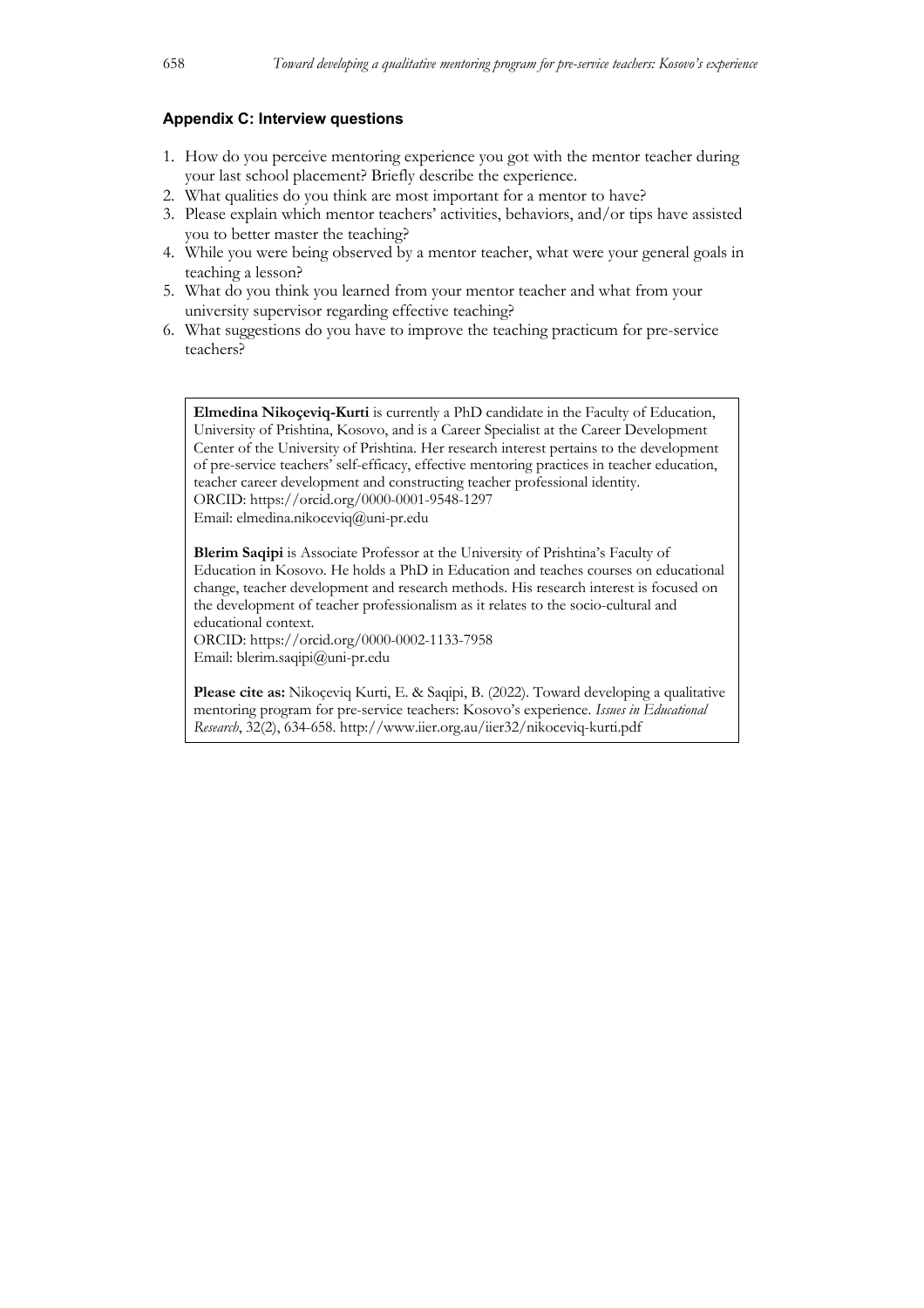### Appendix C: Interview questions

1. How do you perceive mentoring experience you got with the mentor teacher during your last school placement? Briefly describe the experience.
2. What qualities do you think are most important for a mentor to have?
3. Please explain which mentor teachers' activities, behaviors, and/or tips have assisted you to better master the teaching?
4. While you were being observed by a mentor teacher, what were your general goals in teaching a lesson?
5. What do you think you learned from your mentor teacher and what from your university supervisor regarding effective teaching?
6. What suggestions do you have to improve the teaching practicum for pre-service teachers?

**Elmedina Nikoçeviq-Kurti** is currently a PhD candidate in the Faculty of Education, University of Prishtina, Kosovo, and is a Career Specialist at the Career Development Center of the University of Prishtina. Her research interest pertains to the development of pre-service teachers' self-efficacy, effective mentoring practices in teacher education, teacher career development and constructing teacher professional identity.
ORCID: https://orcid.org/0000-0001-9548-1297
Email: elmedina.nikoceviq@uni-pr.edu

**Blerim Saqipi** is Associate Professor at the University of Prishtina's Faculty of Education in Kosovo. He holds a PhD in Education and teaches courses on educational change, teacher development and research methods. His research interest is focused on the development of teacher professionalism as it relates to the socio-cultural and educational context.
ORCID: https://orcid.org/0000-0002-1133-7958
Email: blerim.saqipi@uni-pr.edu

**Please cite as:** Nikoçeviq Kurti, E. & Saqipi, B. (2022). Toward developing a qualitative mentoring program for pre-service teachers: Kosovo's experience. *Issues in Educational Research*, 32(2), 634-658. http://www.iier.org.au/iier32/nikoceviq-kurti.pdf